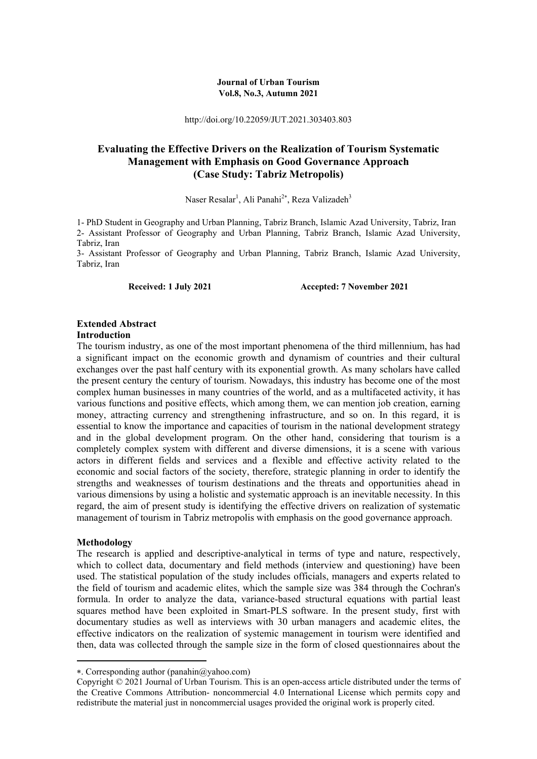**Journal of Urban Tourism**
**Vol.8, No.3, Autumn 2021**

http://doi.org/10.22059/JUT.2021.303403.803

# Evaluating the Effective Drivers on the Realization of Tourism Systematic Management with Emphasis on Good Governance Approach (Case Study: Tabriz Metropolis)

Naser Resalar[1], Ali Panahi[2*], Reza Valizadeh[3]

1- PhD Student in Geography and Urban Planning, Tabriz Branch, Islamic Azad University, Tabriz, Iran
2- Assistant Professor of Geography and Urban Planning, Tabriz Branch, Islamic Azad University, Tabriz, Iran
3- Assistant Professor of Geography and Urban Planning, Tabriz Branch, Islamic Azad University, Tabriz, Iran

**Received: 1 July 2021** **Accepted: 7 November 2021**

## Extended Abstract

### Introduction

The tourism industry, as one of the most important phenomena of the third millennium, has had a significant impact on the economic growth and dynamism of countries and their cultural exchanges over the past half century with its exponential growth. As many scholars have called the present century the century of tourism. Nowadays, this industry has become one of the most complex human businesses in many countries of the world, and as a multifaceted activity, it has various functions and positive effects, which among them, we can mention job creation, earning money, attracting currency and strengthening infrastructure, and so on. In this regard, it is essential to know the importance and capacities of tourism in the national development strategy and in the global development program. On the other hand, considering that tourism is a completely complex system with different and diverse dimensions, it is a scene with various actors in different fields and services and a flexible and effective activity related to the economic and social factors of the society, therefore, strategic planning in order to identify the strengths and weaknesses of tourism destinations and the threats and opportunities ahead in various dimensions by using a holistic and systematic approach is an inevitable necessity. In this regard, the aim of present study is identifying the effective drivers on realization of systematic management of tourism in Tabriz metropolis with emphasis on the good governance approach.

### Methodology

The research is applied and descriptive-analytical in terms of type and nature, respectively, which to collect data, documentary and field methods (interview and questioning) have been used. The statistical population of the study includes officials, managers and experts related to the field of tourism and academic elites, which the sample size was 384 through the Cochran's formula. In order to analyze the data, variance-based structural equations with partial least squares method have been exploited in Smart-PLS software. In the present study, first with documentary studies as well as interviews with 30 urban managers and academic elites, the effective indicators on the realization of systemic management in tourism were identified and then, data was collected through the sample size in the form of closed questionnaires about the

---

*. Corresponding author (panahin@yahoo.com)

Copyright © 2021 Journal of Urban Tourism. This is an open-access article distributed under the terms of the Creative Commons Attribution- noncommercial 4.0 International License which permits copy and redistribute the material just in noncommercial usages provided the original work is properly cited.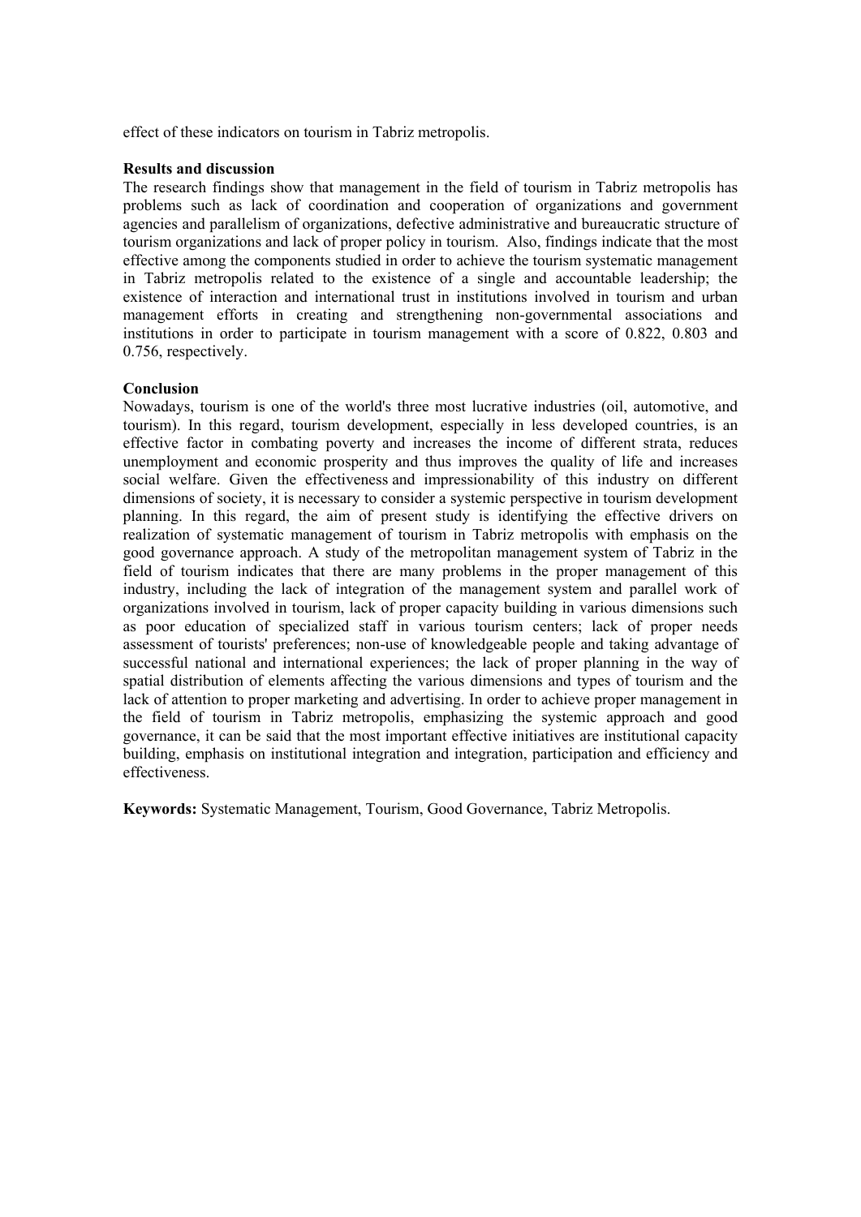effect of these indicators on tourism in Tabriz metropolis.

**Results and discussion**

The research findings show that management in the field of tourism in Tabriz metropolis has problems such as lack of coordination and cooperation of organizations and government agencies and parallelism of organizations, defective administrative and bureaucratic structure of tourism organizations and lack of proper policy in tourism. Also, findings indicate that the most effective among the components studied in order to achieve the tourism systematic management in Tabriz metropolis related to the existence of a single and accountable leadership; the existence of interaction and international trust in institutions involved in tourism and urban management efforts in creating and strengthening non-governmental associations and institutions in order to participate in tourism management with a score of 0.822, 0.803 and 0.756, respectively.

**Conclusion**

Nowadays, tourism is one of the world's three most lucrative industries (oil, automotive, and tourism). In this regard, tourism development, especially in less developed countries, is an effective factor in combating poverty and increases the income of different strata, reduces unemployment and economic prosperity and thus improves the quality of life and increases social welfare. Given the effectiveness and impressionability of this industry on different dimensions of society, it is necessary to consider a systemic perspective in tourism development planning. In this regard, the aim of present study is identifying the effective drivers on realization of systematic management of tourism in Tabriz metropolis with emphasis on the good governance approach. A study of the metropolitan management system of Tabriz in the field of tourism indicates that there are many problems in the proper management of this industry, including the lack of integration of the management system and parallel work of organizations involved in tourism, lack of proper capacity building in various dimensions such as poor education of specialized staff in various tourism centers; lack of proper needs assessment of tourists' preferences; non-use of knowledgeable people and taking advantage of successful national and international experiences; the lack of proper planning in the way of spatial distribution of elements affecting the various dimensions and types of tourism and the lack of attention to proper marketing and advertising. In order to achieve proper management in the field of tourism in Tabriz metropolis, emphasizing the systemic approach and good governance, it can be said that the most important effective initiatives are institutional capacity building, emphasis on institutional integration and integration, participation and efficiency and effectiveness.

**Keywords:** Systematic Management, Tourism, Good Governance, Tabriz Metropolis.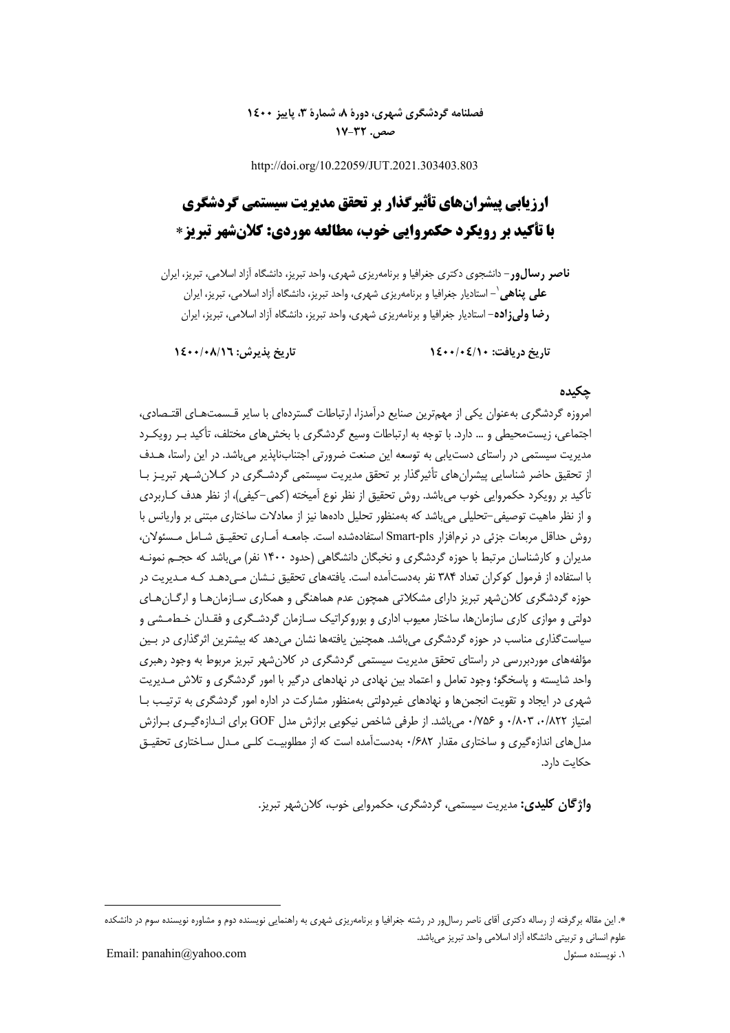http://doi.org/10.22059/JUT.2021.303403.803

# ارزیابی پیشران‌های تأثیرگذار بر تحقق مدیریت سیستمی گردشگری با تأکید بر رویکرد حکمروایی خوب، مطالعه موردی: کلان‌شهر تبریز*

**ناصر رسال‌ور**- دانشجوی دکتری جغرافیا و برنامه‌ریزی شهری، واحد تبریز، دانشگاه آزاد اسلامی، تبریز، ایران

**علی پناهی**[1]- استادیار جغرافیا و برنامه‌ریزی شهری، واحد تبریز، دانشگاه آزاد اسلامی، تبریز، ایران

**رضا ولی‌زاده**- استادیار جغرافیا و برنامه‌ریزی شهری، واحد تبریز، دانشگاه آزاد اسلامی، تبریز، ایران

**تاریخ دریافت: ۱۴۰۰/۰۴/۱۰** **تاریخ پذیرش: ۱۴۰۰/۰۸/۱۶**

## چکیده

امروزه گردشگری به‌عنوان یکی از مهم‌ترین صنایع درآمدزا، ارتباطات گسترده‌ای با سایر قسمت‌های اقتصادی، اجتماعی، زیست‌محیطی و ... دارد. با توجه به ارتباطات وسیع گردشگری با بخش‌های مختلف، تأکید بر رویکرد مدیریت سیستمی در راستای دست‌یابی به توسعه این صنعت ضرورتی اجتناب‌ناپذیر می‌باشد. در این راستا، هدف از تحقیق حاضر شناسایی پیشران‌های تأثیرگذار بر تحقق مدیریت سیستمی گردشگری در کلان‌شهر تبریز با تأکید بر رویکرد حکمروایی خوب می‌باشد. روش تحقیق از نظر نوع آمیخته (کمی-کیفی)، از نظر هدف کاربردی و از نظر ماهیت توصیفی-تحلیلی می‌باشد که به‌منظور تحلیل داده‌ها نیز از معادلات ساختاری مبتنی بر واریانس با روش حداقل مربعات جزئی در نرم‌افزار Smart-pls استفاده‌شده است. جامعه آماری تحقیق شامل مسئولان، مدیران و کارشناسان مرتبط با حوزه گردشگری و نخبگان دانشگاهی (حدود ۱۴۰۰ نفر) می‌باشد که حجم نمونه با استفاده از فرمول کوکران تعداد ۳۸۴ نفر به‌دست‌آمده است. یافته‌های تحقیق نشان می‌دهد که مدیریت در حوزه گردشگری کلان‌شهر تبریز دارای مشکلاتی همچون عدم هماهنگی و همکاری سازمان‌ها و ارگان‌های دولتی و موازی کاری سازمان‌ها، ساختار معیوب اداری و بوروکراتیک سازمان گردشگری و فقدان خط‌مشی و سیاست‌گذاری مناسب در حوزه گردشگری می‌باشد. همچنین یافته‌ها نشان می‌دهد که بیشترین اثرگذاری در بین مؤلفه‌های موردبررسی در راستای تحقق مدیریت سیستمی گردشگری در کلان‌شهر تبریز مربوط به وجود رهبری واحد شایسته و پاسخگو؛ وجود تعامل و اعتماد بین نهادی در نهادهای درگیر با امور گردشگری و تلاش مدیریت شهری در ایجاد و تقویت انجمن‌ها و نهادهای غیردولتی به‌منظور مشارکت در اداره امور گردشگری به ترتیب با امتیاز ۰/۸۲۲، ۰/۸۰۳ و ۰/۷۵۶ می‌باشد. از طرفی شاخص نیکویی برازش مدل GOF برای اندازه‌گیری برازش مدل‌های اندازه‌گیری و ساختاری مقدار ۰/۶۸۲ به‌دست‌آمده است که از مطلوبیت کلی مدل ساختاری تحقیق حکایت دارد.

**واژگان کلیدی:** مدیریت سیستمی، گردشگری، حکمروایی خوب، کلان‌شهر تبریز.

---

*. این مقاله برگرفته از رساله دکتری آقای ناصر رسال‌ور در رشته جغرافیا و برنامه‌ریزی شهری به راهنمایی نویسنده دوم و مشاوره نویسنده سوم در دانشکده علوم انسانی و تربیتی دانشگاه آزاد اسلامی واحد تبریز می‌باشد.

۱. نویسنده مسئول Email: panahin@yahoo.com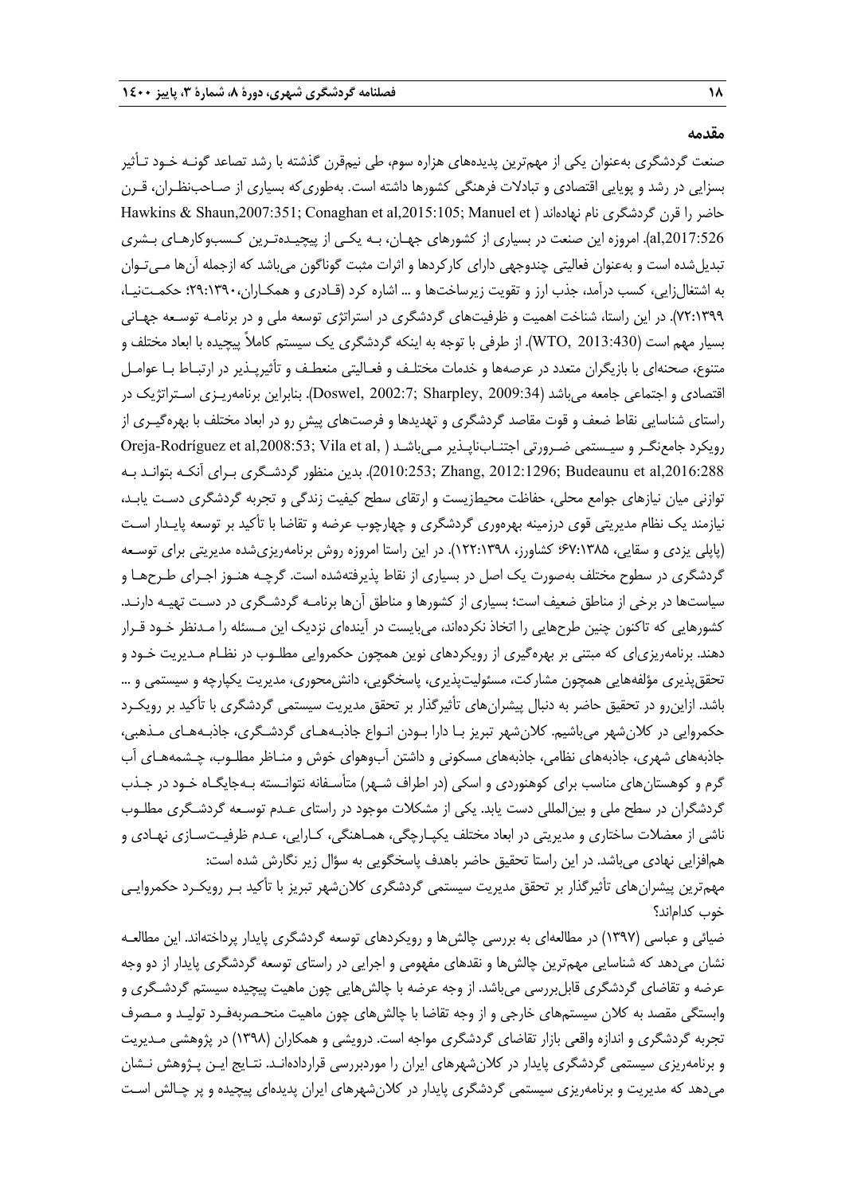## مقدمه

صنعت گردشگری به‌عنوان یکی از مهم‌ترین پدیده‌های هزاره سوم، طی نیم‌قرن گذشته با رشد تصاعد گونـه خـود تـأثیر بسزایی در رشد و پویایی اقتصادی و تبادلات فرهنگی کشورها داشته است. به‌طوری‌که بسیاری از صـاحب‌نظـران، قـرن حاضر را قرن گردشگری نام نهاده‌اند (Hawkins & Shaun,2007:351; Conaghan et al,2015:105; Manuel et al,2017:526). امروزه این صنعت در بسیاری از کشورهای جهـان، بـه یکـی از پیچیـده‌تـرین کـسب‌وکارهـای بـشری تبدیل‌شده است و به‌عنوان فعالیتی چندوجهی دارای کارکردها و اثرات مثبت گوناگون می‌باشد که ازجمله آن‌ها مـی‌تـوان به اشتغال‌زایی، کسب درآمد، جذب ارز و تقویت زیرساخت‌ها و ... اشاره کرد (قـادری و همکـاران،۱۳۹۰:۲۹؛ حکمـت‌نیـا، ۱۳۹۹:۷۲). در این راستا، شناخت اهمیت و ظرفیت‌های گردشگری در استراتژی توسعه ملی و در برنامـه توسـعه جهـانی بسیار مهم است (WTO, 2013:430). از طرفی با توجه به اینکه گردشگری یک سیستم کاملاً پیچیده با ابعاد مختلف و متنوع، صحنه‌ای با بازیگران متعدد در عرصه‌ها و خدمات مختلـف و فعـالیتی منعطـف و تأثیرپـذیر در ارتبـاط بـا عوامـل اقتصادی و اجتماعی جامعه می‌باشد (Doswel, 2002:7; Sharpley, 2009:34). بنابراین برنامه‌ریـزی اسـتراتژیک در راستای شناسایی نقاط ضعف و قوت مقاصد گردشگری و تهدیدها و فرصت‌های پیش رو در ابعاد مختلف با بهره‌گیـری از رویکرد جامع‌نگـر و سیـستمی ضـرورتی اجتنـاب‌ناپـذیر مـی‌باشـد (Oreja-Rodríguez et al,2008:53; Vila et al, 2010:253; Zhang, 2012:1296; Budeaunu et al,2016:288). بدین منظور گردشـگری بـرای آنکـه بتوانـد بـه توازنی میان نیازهای جوامع محلی، حفاظت محیط‌زیست و ارتقای سطح کیفیت زندگی و تجربه گردشگری دسـت یابـد، نیازمند یک نظام مدیریتی قوی درزمینه بهره‌وری گردشگری و چهارچوب عرضه و تقاضا با تأکید بر توسعه پایـدار اسـت (پاپلی یزدی و سقایی، ۱۳۸۵:۶۷؛ کشاورز، ۱۳۹۸:۱۲۲). در این راستا امروزه روش برنامه‌ریزی‌شده مدیریتی برای توسـعه گردشگری در سطوح مختلف به‌صورت یک اصل در بسیاری از نقاط پذیرفته‌شده است. گرچـه هنـوز اجـرای طـرح‌هـا و سیاست‌ها در برخی از مناطق ضعیف است؛ بسیاری از کشورها و مناطق آن‌ها برنامـه گردشـگری در دسـت تهیـه دارنـد. کشورهایی که تاکنون چنین طرح‌هایی را اتخاذ نکرده‌اند، می‌بایست در آینده‌ای نزدیک این مـسئله را مـدنظر خـود قـرار دهند. برنامه‌ریزی‌ای که مبتنی بر بهره‌گیری از رویکردهای نوین همچون حکمروایی مطلـوب در نظـام مـدیریت خـود و تحقق‌پذیری مؤلفه‌هایی همچون مشارکت، مسئولیت‌پذیری، پاسخگویی، دانش‌محوری، مدیریت یکپارچه و سیستمی و ... باشد. ازاین‌رو در تحقیق حاضر به دنبال پیشران‌های تأثیرگذار بر تحقق مدیریت سیستمی گردشگری با تأکید بر رویکـرد حکمروایی در کلان‌شهر تبریز می‌باشیم. کلان‌شهر تبریز بـا دارا بـودن انـواع جاذبـه‌هـای گردشـگری، جاذبـه‌هـای مـذهبی، جاذبه‌های شهری، جاذبه‌های نظامی، جاذبه‌های مسکونی و داشتن آب‌وهوای خوش و منـاظر مطلـوب، چـشمه‌هـای آب گرم و کوهستان‌های مناسب برای کوهنوردی و اسکی (در اطراف شـهر) متأسـفانه نتوانـسته بـه‌جایگـاه خـود در جـذب گردشگران در سطح ملی و بین‌المللی دست یابد. یکی از مشکلات موجود در راستای عـدم توسـعه گردشـگری مطلـوب ناشی از معضلات ساختاری و مدیریتی در ابعاد مختلف یکپـارچگی، همـاهنگی، کـارایی، عـدم ظرفیـت‌سـازی نهـادی و هم‌افزایی نهادی می‌باشد. در این راستا تحقیق حاضر باهدف پاسخگویی به سؤال زیر نگارش شده است:

مهم‌ترین پیشران‌های تأثیرگذار بر تحقق مدیریت سیستمی گردشگری کلان‌شهر تبریز با تأکید بـر رویکـرد حکمروایـی خوب کدام‌اند؟

ضیائی و عباسی (۱۳۹۷) در مطالعه‌ای به بررسی چالش‌ها و رویکردهای توسعه گردشگری پایدار پرداخته‌اند. این مطالعـه نشان می‌دهد که شناسایی مهم‌ترین چالش‌ها و نقدهای مفهومی و اجرایی در راستای توسعه گردشگری پایدار از دو وجه عرضه و تقاضای گردشگری قابل‌بررسی می‌باشد. از وجه عرضه با چالش‌هایی چون ماهیت پیچیده سیستم گردشـگری و وابستگی مقصد به کلان سیستم‌های خارجی و از وجه تقاضا با چالش‌های چون ماهیت منحـصربه‌فـرد تولیـد و مـصرف تجربه گردشگری و اندازه واقعی بازار تقاضای گردشگری مواجه است. درویشی و همکاران (۱۳۹۸) در پژوهشی مـدیریت و برنامه‌ریزی سیستمی گردشگری پایدار در کلان‌شهرهای ایران را موردبررسی قرارداده‌انـد. نتـایج ایـن پـژوهش نـشان می‌دهد که مدیریت و برنامه‌ریزی سیستمی گردشگری پایدار در کلان‌شهرهای ایران پدیده‌ای پیچیده و پر چـالش اسـت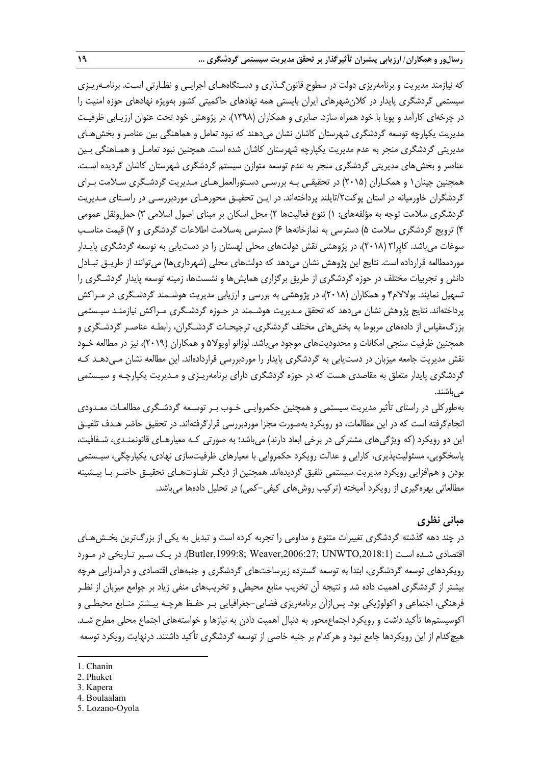که نیازمند مدیریت و برنامه‌ریزی دولت در سطوح قانون‌گذاری و دستگاه‌های اجرایی و نظارتی است. برنامه‌ریزی سیستمی گردشگری پایدار در کلان‌شهرهای ایران بایستی همه نهادهای حاکمیتی کشور به‌ویژه نهادهای حوزه امنیت را در چرخه‌ای کارآمد و پویا با خود همراه سازد. صابری و همکاران (۱۳۹۸)، در پژوهش خود تحت عنوان ارزیابی ظرفیت مدیریت یکپارچه توسعه گردشگری شهرستان کاشان نشان می‌دهند که نبود تعامل و هماهنگی بین عناصر و بخش‌های مدیریتی گردشگری منجر به عدم مدیریت یکپارچه شهرستان کاشان شده است. همچنین نبود تعامل و هماهنگی بین عناصر و بخش‌های مدیریتی گردشگری منجر به عدم توسعه متوازن سیستم گردشگری شهرستان کاشان گردیده است. همچنین چینان[1] و همکاران (۲۰۱۵) در تحقیقی به بررسی دستورالعمل‌های مدیریت گردشگری سلامت برای گردشگران خاورمیانه در استان پوکت[2]/تایلند پرداخته‌اند. در این تحقیق محورهای موردبررسی در راستای مدیریت گردشگری سلامت توجه به مؤلفه‌های: ۱) تنوع فعالیت‌ها ۲) محل اسکان بر مبنای اصول اسلامی ۳) حمل‌ونقل عمومی ۴) ترویج گردشگری سلامت ۵) دسترسی به نمازخانه‌ها ۶) دسترسی به‌سلامت اطلاعات گردشگری و ۷) قیمت مناسب سوغات می‌باشد. کاپرا[3] (۲۰۱۸)، در پژوهشی نقش دولت‌های محلی لهستان را در دست‌یابی به توسعه گردشگری پایدار موردمطالعه قرارداده است. نتایج این پژوهش نشان می‌دهد که دولت‌های محلی (شهرداری‌ها) می‌توانند از طریق تبادل دانش و تجربیات مختلف در حوزه گردشگری از طریق برگزاری همایش‌ها و نشست‌ها، زمینه توسعه پایدار گردشگری را تسهیل نمایند. بولالام[4] و همکاران (۲۰۱۸)، در پژوهشی به بررسی و ارزیابی مدیریت هوشمند گردشگری در مراکش پرداخته‌اند. نتایج پژوهش نشان می‌دهد که تحقق مدیریت هوشمند در حوزه گردشگری مراکش نیازمند سیستمی بزرگ‌مقیاس از داده‌های مربوط به بخش‌های مختلف گردشگری، ترجیحات گردشگران، رابطه عناصر گردشگری و همچنین ظرفیت سنجی امکانات و محدودیت‌های موجود می‌باشد. لوزانو اویولا[5] و همکاران (۲۰۱۹)، نیز در مطالعه خود نقش مدیریت جامعه میزبان در دست‌یابی به گردشگری پایدار را موردبررسی قرارداده‌اند. این مطالعه نشان می‌دهد که گردشگری پایدار متعلق به مقاصدی هست که در حوزه گردشگری دارای برنامه‌ریزی و مدیریت یکپارچه و سیستمی می‌باشند.

به‌طورکلی در راستای تأثیر مدیریت سیستمی و همچنین حکمروایی خوب بر توسعه گردشگری مطالعات معدودی انجام‌گرفته است که در این مطالعات، دو رویکرد به‌صورت مجزا موردبررسی قرارگرفته‌اند. در تحقیق حاضر هدف تلفیق این دو رویکرد (که ویژگی‌های مشترکی در برخی ابعاد دارند) می‌باشد؛ به صورتی که معیارهای قانونمندی، شفافیت، پاسخگویی، مسئولیت‌پذیری، کارایی و عدالت رویکرد حکمروایی با معیارهای ظرفیت‌سازی نهادی، یکپارچگی، سیستمی بودن و هم‌افزایی رویکرد مدیریت سیستمی تلفیق گردیده‌اند. همچنین از دیگر تفاوت‌های تحقیق حاضر با پیشینه مطالعاتی بهره‌گیری از رویکرد آمیخته (ترکیب روش‌های کیفی-کمی) در تحلیل داده‌ها می‌باشد.

## مبانی نظری

در چند دهه گذشته گردشگری تغییرات متنوع و مداومی را تجربه کرده است و تبدیل به یکی از بزرگ‌ترین بخش‌های اقتصادی شده است (Butler,1999:8; Weaver,2006:27; UNWTO,2018:1). در یک سیر تاریخی در مورد رویکردهای توسعه گردشگری، ابتدا به توسعه گسترده زیرساخت‌های گردشگری و جنبه‌های اقتصادی و درآمدزایی هرچه بیشتر از گردشگری اهمیت داده شد و نتیجه آن تخریب منابع محیطی و تخریب‌های منفی زیاد بر جوامع میزبان از نظر فرهنگی، اجتماعی و اکولوژیکی بود. پس‌ازآن برنامه‌ریزی فضایی-جغرافیایی بر حفظ هرچه بیشتر منابع محیطی و اکوسیستم‌ها تأکید داشت و رویکرد اجتماع‌محور به دنبال اهمیت دادن به نیازها و خواسته‌های اجتماع محلی مطرح شد. هیچ‌کدام از این رویکردها جامع نبود و هرکدام بر جنبه خاصی از توسعه گردشگری تأکید داشتند. درنهایت رویکرد توسعه

---

1. Chanin
2. Phuket
3. Kapera
4. Boulaalam
5. Lozano-Oyola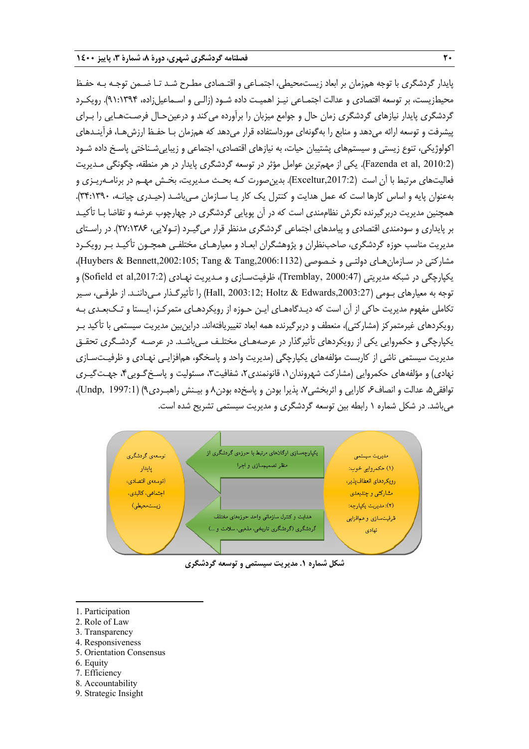پایدار گردشگری با توجه همزمان بر ابعاد زیست‌محیطی، اجتماعی و اقتصادی مطرح شد تا ضمن توجه به حفظ محیط‌زیست، بر توسعه اقتصادی و عدالت اجتماعی نیز اهمیت داده شود (زالی و اسماعیل‌زاده، ۹۱:۱۳۹۴). رویکرد گردشگری پایدار نیازهای گردشگری زمان حال و جوامع میزبان را برآورده می‌کند و درعین‌حال فرصت‌هایی را برای پیشرفت و توسعه ارائه می‌دهد و منابع را به‌گونه‌ای مورداستفاده قرار می‌دهد که همزمان با حفظ ارزش‌ها، فرآیندهای اکولوژیکی، تنوع زیستی و سیستم‌های پشتیبان حیات، به نیازهای اقتصادی، اجتماعی و زیبایی‌شناختی پاسخ داده شود (Fazenda et al, 2010:2). یکی از مهم‌ترین عوامل مؤثر در توسعه گردشگری پایدار در هر منطقه، چگونگی مدیریت فعالیت‌های مرتبط با آن است (Exceltur,2017:2). بدین‌صورت که بحث مدیریت، بخش مهم در برنامه‌ریزی و به‌عنوان پایه و اساس کارها است که عمل هدایت و کنترل یک کار یا سازمان می‌باشد (حیدری چیانه، ۳۴:۱۳۹۰). همچنین مدیریت دربرگیرنده نگرش نظام‌مندی است که در آن پویایی گردشگری در چهارچوب عرضه و تقاضا با تأکید بر پایداری و سودمندی اقتصادی و پیامدهای اجتماعی گردشگری مدنظر قرار می‌گیرد (تولایی، ۲۷:۱۳۸۶). در راستای مدیریت مناسب حوزه گردشگری، صاحب‌نظران و پژوهشگران ابعاد و معیارهای مختلفی همچون تأکید بر رویکرد مشارکتی در سازمان‌های دولتی و خصوصی (Huybers & Bennett,2002:105; Tang & Tang,2006:1132)، یکپارچگی در شبکه مدیریتی (Tremblay, 2000:47)، ظرفیت‌سازی و مدیریت نهادی (Sofield et al,2017:2) و توجه به معیارهای بومی (Hall, 2003:12; Holtz & Edwards,2003:27) را تأثیرگذار می‌دانند. از طرفی، سیر تکاملی مفهوم مدیریت حاکی از آن است که دیدگاه‌های این حوزه از رویکردهای متمرکز، ایستا و تک‌بعدی به رویکردهای غیرمتمرکز (مشارکتی)، منعطف و دربرگیرنده همه ابعاد تغییریافته‌اند. دراین‌بین مدیریت سیستمی با تأکید بر یکپارچگی و حکمروایی یکی از رویکردهای تأثیرگذار در عرصه‌های مختلف می‌باشد. در عرصه گردشگری تحقق مدیریت سیستمی ناشی از کاربست مؤلفه‌های یکپارچگی (مدیریت واحد و پاسخگو، هم‌افزایی نهادی و ظرفیت‌سازی نهادی) و مؤلفه‌های حکمروایی (مشارکت شهروندان[1]، قانونمندی[2]، شفافیت[3]، مسئولیت و پاسخ‌گویی[4]، جهت‌گیری توافقی[5]، عدالت و انصاف[6]، کارایی و اثربخشی[7]، پذیرا بودن و پاسخده بودن[8] و بینش راهبردی[9]) (Undp, 1997:1)، می‌باشد. در شکل شماره ۱ رابطه بین توسعه گردشگری و مدیریت سیستمی تشریح شده است.

مدیریت سیستمی
(۱) حکمروایی خوب: رویکردهای انعطاف‌پذیر، مشارکتی و چندبعدی
(۲) مدیریت یکپارچه: ظرفیت‌سازی و هم‌افزایی نهادی

یکپارچه‌سازی ارگان‌های مرتبط با حوزه‌ی گردشگری از منظر تصمیم‌سازی و اجرا

هدایت و کنترل سازمانی واحد حوزه‌های مختلف گردشگری (گردشگری تاریخی، مذهبی، سلامت و ...)

توسعه‌ی گردشگری پایدار (توسعه‌ی اقتصادی، اجتماعی، کالبدی، زیست‌محیطی)

**شکل شماره ۱. مدیریت سیستمی و توسعه گردشگری**

---

1. Participation
2. Role of Law
3. Transparency
4. Responsiveness
5. Orientation Consensus
6. Equity
7. Efficiency
8. Accountability
9. Strategic Insight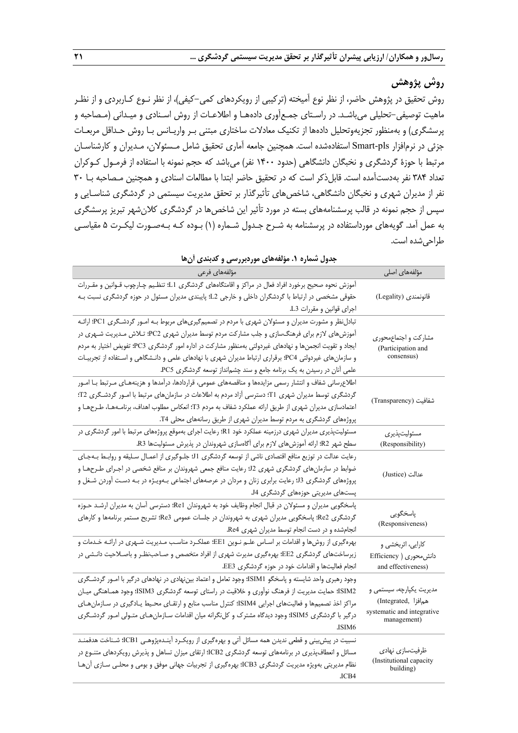## روش پژوهش

روش تحقیق در پژوهش حاضر، از نظر نوع آمیخته (ترکیبی از رویکردهای کمی-کیفی)، از نظر نـوع کـاربردی و از نظـر ماهیت توصیفی-تحلیلی می‌باشـد. در راسـتای جمـع‌آوری داده‌هـا و اطلاعـات از روش اسـنادی و میـدانی (مـصاحبه و پرسشگری) و به‌منظور تجزیه‌وتحلیل داده‌ها از تکنیک معادلات ساختاری مبتنی بـر واریـانس بـا روش حـداقل مربعـات جزئی در نرم‌افزار Smart-pls استفاده‌شده است. همچنین جامعه آماری تحقیق شامل مـسئولان، مـدیران و کارشناسـان مرتبط با حوزهٔ گردشگری و نخبگان دانشگاهی (حدود ۱۴۰۰ نفر) می‌باشد که حجم نمونه با استفاده از فرمـول کـوکران تعداد ۳۸۴ نفر به‌دست‌آمده است. قابل‌ذکر است که در تحقیق حاضر ابتدا با مطالعات اسنادی و همچنین مـصاحبه بـا ۳۰ نفر از مدیران شهری و نخبگان دانشگاهی، شاخص‌های تأثیرگذار بر تحقق مدیریت سیستمی در گردشگری شناسـایی و سپس از حجم نمونه در قالب پرسشنامه‌های بسته در مورد تأثیر این شاخص‌ها در گردشگری کلان‌شهر تبریز پرسشگری به عمل آمد. گویه‌های مورداستفاده در پرسشنامه به شـرح جـدول شـماره (۱) بـوده کـه بـه‌صـورت لیکـرت ۵ مقیاسـی طراحی‌شده است.

**جدول شماره ۱. مؤلفه‌های موردبررسی و کدبندی آن‌ها**

| مؤلفه‌های اصلی | مؤلفه‌های فرعی |
|---|---|
| قانونمندی (Legality) | آموزش نحوه صحیح برخورد افراد فعال در مراکز و اقامتگاه‌های گردشگری L1؛ تنظیـم چـارچوب قـوانین و مقـررات حقوقی مشخصی در ارتباط با گردشگران داخلی و خارجی L2؛ پایبندی مدیران مسئول در حوزه گردشگری نسبت بـه اجرای قوانین و مقررات L3. |
| مشارکت و اجماع‌محوری (Participation and consensus) | تبادل‌نظر و مشورت مدیران و مسئولان شهری با مردم در تصمیم‌گیری‌های مربوط بـه امـور گردشـگری PC1؛ ارائـه آموزش‌های لازم برای فرهنگ‌سازی و جلب مشارکت مردم توسط مدیران شهری PC2؛ تـلاش مـدیریت شـهری در ایجاد و تقویت انجمن‌ها و نهادهای غیردولتی به‌منظور مشارکت در اداره امور گردشگری PC3؛ تفویض اختیار به مردم و سازمان‌های غیردولتی PC4؛ برقراری ارتباط مدیران شهری با نهادهای علمی و دانـشگاهی و اسـتفاده از تجربیـات علمی آنان در رسیدن به یک برنامه جامع و سند چشم‌انداز توسعه گردشگری PC5. |
| شفافیت (Transparency) | اطلاع‌رسانی شفاف و انتشار رسمی مزایده‌ها و مناقصه‌های عمومی، قراردادها، درآمدها و هزینه‌هـای مـرتبط بـا امـور گردشگری توسط مدیران شهری T1؛ دسترسی آزاد مردم به اطلاعات در سازمان‌های مرتبط با امـور گردشـگری T2؛ اعتمادسازی مدیران شهری از طریق ارائه عملکرد شفاف به مردم T3؛ انعکاس مطلوب اهداف، برنامـه‌هـا، طـرح‌هـا و پروژه‌های گردشگری به مردم توسط مدیران شهری از طریق رسانه‌های محلی T4. |
| مسئولیت‌پذیری (Responsibility) | مسئولیت‌پذیری مدیران شهری درزمینه عملکرد خود R1؛ رعایت اجرای به‌موقع پروژه‌های مرتبط با امور گردشگری در سطح شهر R2؛ ارائه آموزش‌های لازم برای آگاه‌سازی شهروندان در پذیرش مسئولیت‌ها R3. |
| عدالت (Justice) | رعایت عدالت در توزیع منافع اقتصادی ناشی از توسعه گردشگری J1؛ جلـوگیری از اعمـال سـلیقه و روابـط بـه‌جـای ضوابط در سازمان‌های گردشگری شهری J2؛ رعایت منافع جمعی شهروندان بر منافع شخصی در اجـرای طـرح‌هـا و پروژه‌های گردشگری J3؛ رعایت برابری زنان و مردان در عرصه‌های اجتماعی بـه‌ویـژه در بـه دسـت آوردن شـغل و پست‌های مدیریتی حوزه‌های گردشگری J4. |
| پاسخگویی (Responsiveness) | پاسخگویی مدیران و مسئولان در قبال انجام وظایف خود به شهروندان Re1؛ دسترسی آسان به مدیران ارشـد حـوزه گردشگری Re2؛ پاسخگویی مدیران شهری به شهروندان در جلسات عمومی Re3؛ تشریح مستمر برنامه‌ها و کارهای انجام‌شده و در دست انجام توسط مدیران شهری Re4. |
| کارایی، اثربخشی و دانش‌محوری ( Efficiency and effectiveness) | بهره‌گیری از روش‌ها و اقدامات بر اساس علـم نـوین EE1؛ عملکـرد مناسـب مـدیریت شـهری در ارائـه خـدمات و زیرساخت‌های گردشگری EE2؛ بهره‌گیری مدیرت شهری از افراد متخصص و صاحب‌نظـر و باصـلاحیت دانـشی در انجام فعالیت‌ها و اقدامات خود در حوزه گردشگری EE3. |
| مدیریت یکپارچه، سیستمی و هم‌افزا (Integrated, systematic and integrative management) | وجود رهبری واحد شایسته و پاسخگو ISIM1؛ وجود تعامل و اعتماد بین‌نهادی در نهادهای درگیر با امـور گردشـگری ISIM2؛ حمایت مدیریت از فرهنگ نوآوری و خلاقیت در راستای توسعه گردشگری ISIM3؛ وجود همـاهنگی میـان مراکز اخذ تصمیم‌ها و فعالیت‌های اجرایی ISIM4؛ کنترل مناسب منابع و ارتقـای محـیط یـادگیری در سـازمان‌هـای درگیر با گردشگری ISIM5؛ وجود دیدگاه مشترک و کل‌نگرانه میان اقدامات سـازمان‌هـای متـولی امـور گردشـگری ISIM6. |
| ظرفیت‌سازی نهادی (Institutional capacity building) | نسبیت در پیش‌بینی و قطعی ندیدن همه مسائل آتی و بهره‌گیری از رویکـرد آینـده‌پژوهـی ICB1؛ شـناخت هدفمنـد مسائل و انعطاف‌پذیری در برنامه‌های توسعه گردشگری ICB2؛ ارتقای میزان تساهل و پذیرش رویکردهای متنـوع در نظام مدیریتی به‌ویژه مدیریت گردشگری ICB3؛ بهره‌گیری از تجربیات جهانی موفق و بومی و محلـی سـازی آن‌هـا ICB4. |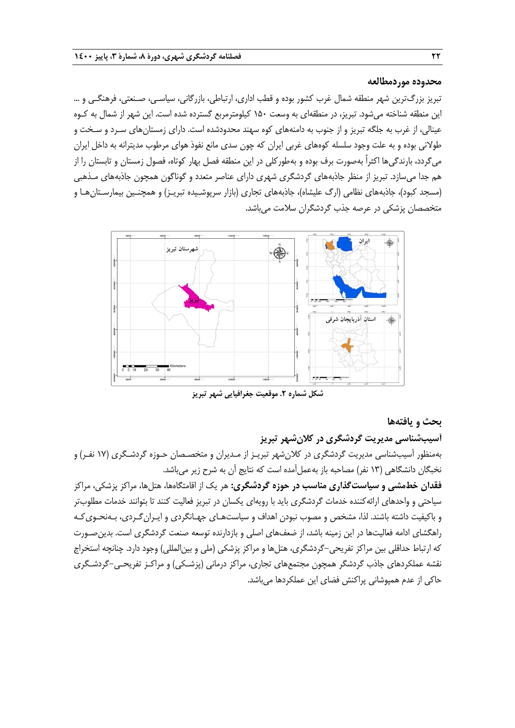## محدوده موردمطالعه

تبریز بزرگ‌ترین شهر منطقه شمال غرب کشور بوده و قطب اداری، ارتباطی، بازرگانی، سیاسی، صنعتی، فرهنگی و ... این منطقه شناخته می‌شود. تبریز، در منطقه‌ای به وسعت ۱۵۰ کیلومترمربع گسترده شده است. این شهر از شمال به کوه عینالی، از غرب به جلگه تبریز و از جنوب به دامنه‌های کوه سهند محدودشده است. دارای زمستان‌های سرد و سخت و طولانی بوده و به علت وجود سلسله کوه‌های غربی ایران که چون سدی مانع نفوذ هوای مرطوب مدیترانه به داخل ایران می‌گردد، بارندگی‌ها اکثراً به‌صورت برف بوده و به‌طورکلی در این منطقه فصل بهار کوتاه، فصول زمستان و تابستان را از هم جدا می‌سازد. تبریز از منظر جاذبه‌های گردشگری شهری دارای عناصر متعدد و گوناگون همچون جاذبه‌های مذهبی (مسجد کبود)، جاذبه‌های نظامی (ارگ علیشاه)، جاذبه‌های تجاری (بازار سرپوشیده تبریز) و همچنین بیمارستان‌ها و متخصصان پزشکی در عرصه جذب گردشگران سلامت می‌باشد.

شکل شماره ۲. موقعیت جغرافیایی شهر تبریز

## بحث و یافته‌ها

### آسیب‌شناسی مدیریت گردشگری در کلان‌شهر تبریز

به‌منظور آسیب‌شناسی مدیریت گردشگری در کلان‌شهر تبریز از مدیران و متخصصان حوزه گردشگری (۱۷ نفر) و نخبگان دانشگاهی (۱۳ نفر) مصاحبه باز به‌عمل‌آمده است که نتایج آن به شرح زیر می‌باشد.

**فقدان خط‌مشی و سیاست‌گذاری مناسب در حوزه گردشگری:** هر یک از اقامتگاه‌ها، هتل‌ها، مراکز پزشکی، مراکز سیاحتی و واحدهای ارائه‌کننده خدمات گردشگری باید با رویه‌ای یکسان در تبریز فعالیت کنند تا بتوانند خدمات مطلوب‌تر و باکیفیت داشته باشند. لذا، مشخص و مصوب نبودن اهداف و سیاست‌های جهانگردی و ایرانگردی، به‌نحوی‌که راهگشای ادامه فعالیت‌ها در این زمینه باشد، از ضعف‌های اصلی و بازدارنده توسعه صنعت گردشگری است. بدین‌صورت که ارتباط حداقلی بین مراکز تفریحی–گردشگری، هتل‌ها و مراکز پزشکی (ملی و بین‌المللی) وجود دارد. چنانچه استخراج نقشه عملکردهای جاذب گردشگر همچون مجتمع‌های تجاری، مراکز درمانی (پزشکی) و مراکز تفریحی–گردشگری حاکی از عدم همپوشانی پراکنش فضای این عملکردها می‌باشد.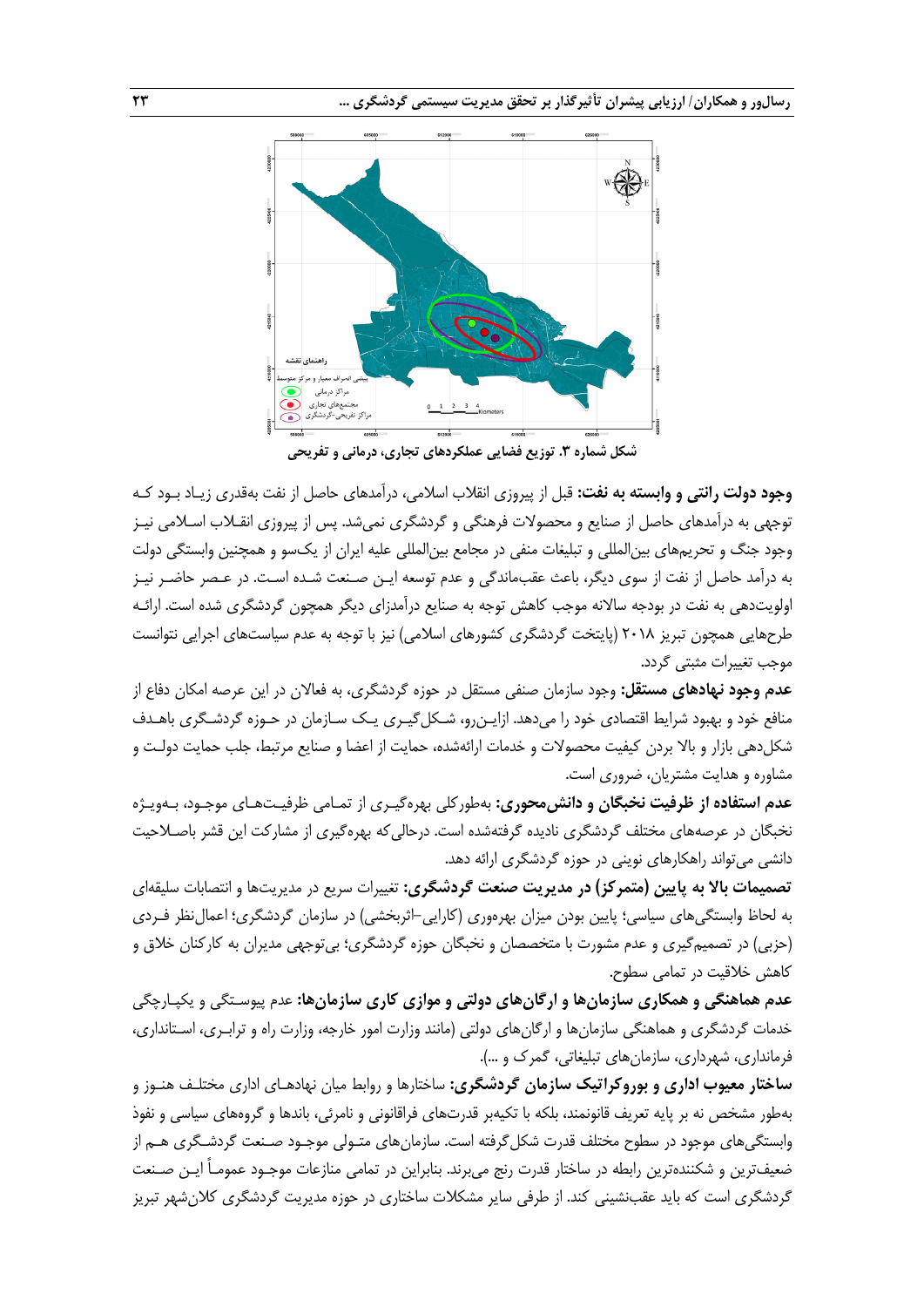شکل شماره ۳. توزیع فضایی عملکردهای تجاری، درمانی و تفریحی

**وجود دولت رانتی و وابسته به نفت:** قبل از پیروزی انقلاب اسلامی، درآمدهای حاصل از نفت به‌قدری زیاد بود که توجهی به درآمدهای حاصل از صنایع و محصولات فرهنگی و گردشگری نمی‌شد. پس از پیروزی انقلاب اسلامی نیز وجود جنگ و تحریم‌های بین‌المللی و تبلیغات منفی در مجامع بین‌المللی علیه ایران از یک‌سو و همچنین وابستگی دولت به درآمد حاصل از نفت از سوی دیگر، باعث عقب‌ماندگی و عدم توسعه این صنعت شده است. در عصر حاضر نیز اولویت‌دهی به نفت در بودجه سالانه موجب کاهش توجه به صنایع درآمدزای دیگر همچون گردشگری شده است. ارائه طرح‌هایی همچون تبریز ۲۰۱۸ (پایتخت گردشگری کشورهای اسلامی) نیز با توجه به عدم سیاست‌های اجرایی نتوانست موجب تغییرات مثبتی گردد.

**عدم وجود نهادهای مستقل:** وجود سازمان صنفی مستقل در حوزه گردشگری، به فعالان در این عرصه امکان دفاع از منافع خود و بهبود شرایط اقتصادی خود را می‌دهد. ازاین‌رو، شکل‌گیری یک سازمان در حوزه گردشگری باهدف شکل‌دهی بازار و بالا بردن کیفیت محصولات و خدمات ارائه‌شده، حمایت از اعضا و صنایع مرتبط، جلب حمایت دولت و مشاوره و هدایت مشتریان، ضروری است.

**عدم استفاده از ظرفیت نخبگان و دانش‌محوری:** به‌طورکلی بهره‌گیری از تمامی ظرفیت‌های موجود، به‌ویژه نخبگان در عرصه‌های مختلف گردشگری نادیده گرفته‌شده است. درحالی‌که بهره‌گیری از مشارکت این قشر باصلاحیت دانشی می‌تواند راهکارهای نوینی در حوزه گردشگری ارائه دهد.

**تصمیمات بالا به پایین (متمرکز) در مدیریت صنعت گردشگری:** تغییرات سریع در مدیریت‌ها و انتصابات سلیقه‌ای به لحاظ وابستگی‌های سیاسی؛ پایین بودن میزان بهره‌وری (کارایی-اثربخشی) در سازمان گردشگری؛ اعمال‌نظر فردی (حزبی) در تصمیم‌گیری و عدم مشورت با متخصصان و نخبگان حوزه گردشگری؛ بی‌توجهی مدیران به کارکنان خلاق و کاهش خلاقیت در تمامی سطوح.

**عدم هماهنگی و همکاری سازمان‌ها و ارگان‌های دولتی و موازی کاری سازمان‌ها:** عدم پیوستگی و یکپارچگی خدمات گردشگری و هماهنگی سازمان‌ها و ارگان‌های دولتی (مانند وزارت امور خارجه، وزارت راه و ترابری، استانداری، فرمانداری، شهرداری، سازمان‌های تبلیغاتی، گمرک و ...).

**ساختار معیوب اداری و بوروکراتیک سازمان گردشگری:** ساختارها و روابط میان نهادهای اداری مختلف هنوز و به‌طور مشخص نه بر پایه تعریف قانونمند، بلکه با تکیه‌بر قدرت‌های فراقانونی و نامرئی، باندها و گروه‌های سیاسی و نفوذ وابستگی‌های موجود در سطوح مختلف قدرت شکل‌گرفته است. سازمان‌های متولی موجود صنعت گردشگری هم از ضعیف‌ترین و شکننده‌ترین رابطه در ساختار قدرت رنج می‌برند. بنابراین در تمامی منازعات موجود عموماً این صنعت گردشگری است که باید عقب‌نشینی کند. از طرفی سایر مشکلات ساختاری در حوزه مدیریت گردشگری کلان‌شهر تبریز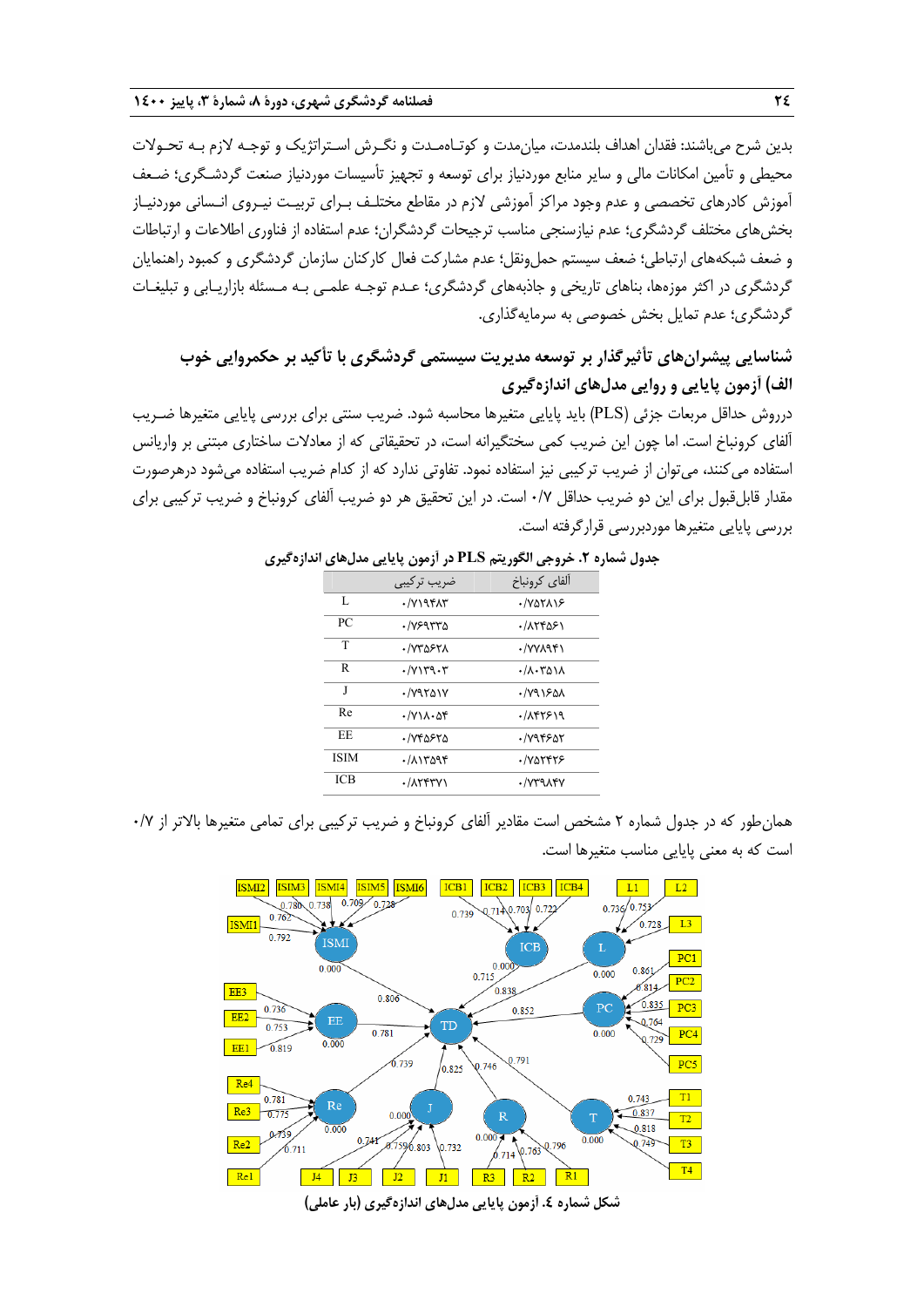بدین شرح می‌باشند: فقدان اهداف بلندمدت، میان‌مدت و کوتاه‌مدت و نگرش استراتژیک و توجه لازم به تحولات محیطی و تأمین امکانات مالی و سایر منابع موردنیاز برای توسعه و تجهیز تأسیسات موردنیاز صنعت گردشگری؛ ضعف آموزش کادرهای تخصصی و عدم وجود مراکز آموزشی لازم در مقاطع مختلف برای تربیت نیروی انسانی موردنیاز بخش‌های مختلف گردشگری؛ عدم نیازسنجی مناسب ترجیحات گردشگران؛ عدم استفاده از فناوری اطلاعات و ارتباطات و ضعف شبکه‌های ارتباطی؛ ضعف سیستم حمل‌ونقل؛ عدم مشارکت فعال کارکنان سازمان گردشگری و کمبود راهنمایان گردشگری در اکثر موزه‌ها، بناهای تاریخی و جاذبه‌های گردشگری؛ عدم توجه علمی به مسئله بازاریابی و تبلیغات گردشگری؛ عدم تمایل بخش خصوصی به سرمایه‌گذاری.

## شناسایی پیشران‌های تأثیرگذار بر توسعه مدیریت سیستمی گردشگری با تأکید بر حکمروایی خوب

### الف) آزمون پایایی و روایی مدل‌های اندازه‌گیری

دروش حداقل مربعات جزئی (PLS) باید پایایی متغیرها محاسبه شود. ضریب سنتی برای بررسی پایایی متغیرها ضریب آلفای کرونباخ است. اما چون این ضریب کمی سختگیرانه است، در تحقیقاتی که از معادلات ساختاری مبتنی بر واریانس استفاده می‌کنند، می‌توان از ضریب ترکیبی نیز استفاده نمود. تفاوتی ندارد که از کدام ضریب استفاده می‌شود درهرصورت مقدار قابل‌قبول برای این دو ضریب حداقل ۰/۷ است. در این تحقیق هر دو ضریب آلفای کرونباخ و ضریب ترکیبی برای بررسی پایایی متغیرها موردبررسی قرارگرفته است.

**جدول شماره ۲. خروجی الگوریتم PLS در آزمون پایایی مدل‌های اندازه‌گیری**

| | ضریب ترکیبی | آلفای کرونباخ |
|---|---|---|
| L | ۰/۷۱۹۴۸۳ | ۰/۷۵۲۸۱۶ |
| PC | ۰/۷۶۹۳۳۵ | ۰/۸۲۴۵۶۱ |
| T | ۰/۷۳۵۶۲۸ | ۰/۷۷۸۹۴۱ |
| R | ۰/۷۱۳۹۰۳ | ۰/۸۰۳۵۱۸ |
| J | ۰/۷۹۲۵۱۷ | ۰/۷۹۱۶۵۸ |
| Re | ۰/۷۱۸۰۵۴ | ۰/۸۴۲۶۱۹ |
| EE | ۰/۷۴۵۶۲۵ | ۰/۷۹۴۶۵۲ |
| ISIM | ۰/۸۱۳۵۹۴ | ۰/۷۵۲۴۲۶ |
| ICB | ۰/۸۲۴۳۷۱ | ۰/۷۳۹۸۴۷ |

همان‌طور که در جدول شماره ۲ مشخص است مقادیر آلفای کرونباخ و ضریب ترکیبی برای تمامی متغیرها بالاتر از ۰/۷ است که به معنی پایایی مناسب متغیرها است.

**شکل شماره ٤. آزمون پایایی مدل‌های اندازه‌گیری (بار عاملی)**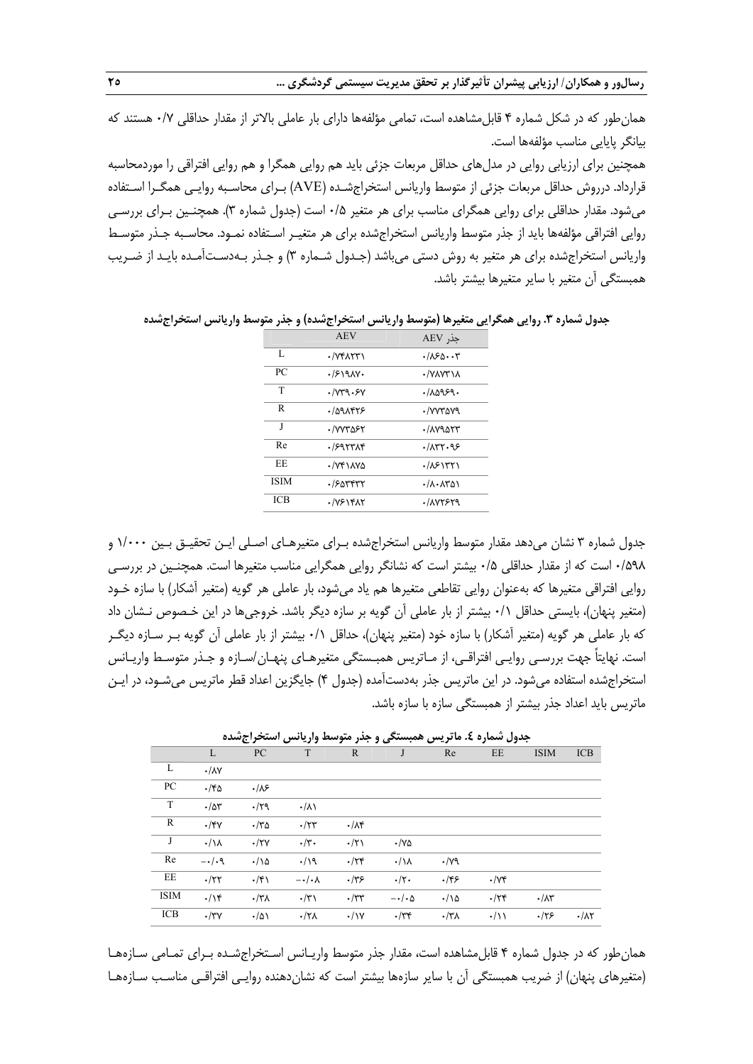همان‌طور که در شکل شماره ۴ قابل‌مشاهده است، تمامی مؤلفه‌ها دارای بار عاملی بالاتر از مقدار حداقلی ۰/۷ هستند که بیانگر پایایی مناسب مؤلفه‌ها است.

همچنین برای ارزیابی روایی در مدل‌های حداقل مربعات جزئی باید هم روایی همگرا و هم روایی افتراقی را موردمحاسبه قرارداد. درروش حداقل مربعات جزئی از متوسط واریانس استخراج‌شده (AVE) برای محاسبه روایی همگرا استفاده می‌شود. مقدار حداقلی برای روایی همگرای مناسب برای هر متغیر ۰/۵ است (جدول شماره ۳). همچنین برای بررسی روایی افتراقی مؤلفه‌ها باید از جذر متوسط واریانس استخراج‌شده برای هر متغیر استفاده نمود. محاسبه جذر متوسط واریانس استخراج‌شده برای هر متغیر به روش دستی می‌باشد (جدول شماره ۳) و جذر به‌دست‌آمده باید از ضریب همبستگی آن متغیر با سایر متغیرها بیشتر باشد.

**جدول شماره ۳. روایی همگرایی متغیرها (متوسط واریانس استخراج‌شده) و جذر متوسط واریانس استخراج‌شده**

| | AEV | جذر AEV |
|---|---|---|
| L | ۰/۷۴۸۲۳۱ | ۰/۸۶۵۰۰۳ |
| PC | ۰/۶۱۹۸۷۰ | ۰/۷۸۷۳۱۸ |
| T | ۰/۷۳۹۰۶۷ | ۰/۸۵۹۶۹۰ |
| R | ۰/۵۹۸۴۲۶ | ۰/۷۷۳۵۷۹ |
| J | ۰/۷۷۳۵۶۲ | ۰/۸۷۹۵۲۳ |
| Re | ۰/۶۹۲۳۸۴ | ۰/۸۳۲۰۹۶ |
| EE | ۰/۷۴۱۸۷۵ | ۰/۸۶۱۳۲۱ |
| ISIM | ۰/۶۵۳۴۳۲ | ۰/۸۰۸۳۵۱ |
| ICB | ۰/۷۶۱۴۸۲ | ۰/۸۷۲۶۲۹ |

جدول شماره ۳ نشان می‌دهد مقدار متوسط واریانس استخراج‌شده برای متغیرهای اصلی این تحقیق بین ۱/۰۰۰ و ۰/۵۹۸ است که از مقدار حداقلی ۰/۵ بیشتر است که نشانگر روایی همگرایی مناسب متغیرها است. همچنین در بررسی روایی افتراقی متغیرها که به‌عنوان روایی تقاطعی متغیرها هم یاد می‌شود، بار عاملی هر گویه (متغیر آشکار) با سازه خود (متغیر پنهان)، بایستی حداقل ۰/۱ بیشتر از بار عاملی آن گویه بر سازه دیگر باشد. خروجی‌ها در این خصوص نشان داد که بار عاملی هر گویه (متغیر آشکار) با سازه خود (متغیر پنهان)، حداقل ۰/۱ بیشتر از بار عاملی آن گویه بر سازه دیگر است. نهایتاً جهت بررسی روایی افتراقی، از ماتریس همبستگی متغیرهای پنهان/سازه و جذر متوسط واریانس استخراج‌شده استفاده می‌شود. در این ماتریس جذر به‌دست‌آمده (جدول ۴) جایگزین اعداد قطر ماتریس می‌شود، در این ماتریس باید اعداد جذر بیشتر از همبستگی سازه با سازه باشد.

**جدول شماره ٤. ماتریس همبستگی و جذر متوسط واریانس استخراج‌شده**

| | L | PC | T | R | J | Re | EE | ISIM | ICB |
|---|---|---|---|---|---|---|---|---|---|
| L | ۰/۸۷ | | | | | | | | |
| PC | ۰/۴۵ | ۰/۸۶ | | | | | | | |
| T | ۰/۵۳ | ۰/۲۹ | ۰/۸۱ | | | | | | |
| R | ۰/۴۷ | ۰/۳۵ | ۰/۲۳ | ۰/۸۴ | | | | | |
| J | ۰/۱۸ | ۰/۲۷ | ۰/۳۰ | ۰/۲۱ | ۰/۷۵ | | | | |
| Re | −۰/۰۹ | ۰/۱۵ | ۰/۱۹ | ۰/۲۴ | ۰/۱۸ | ۰/۷۹ | | | |
| EE | ۰/۲۲ | ۰/۴۱ | −۰/۰۸ | ۰/۳۶ | ۰/۲۰ | ۰/۴۶ | ۰/۷۴ | | |
| ISIM | ۰/۱۴ | ۰/۳۸ | ۰/۳۱ | ۰/۳۳ | −۰/۰۵ | ۰/۱۵ | ۰/۲۴ | ۰/۸۳ | |
| ICB | ۰/۳۷ | ۰/۵۱ | ۰/۲۸ | ۰/۱۷ | ۰/۳۴ | ۰/۳۸ | ۰/۱۱ | ۰/۲۶ | ۰/۸۲ |

همان‌طور که در جدول شماره ۴ قابل‌مشاهده است، مقدار جذر متوسط واریانس استخراج‌شده برای تمامی سازه‌ها (متغیرهای پنهان) از ضریب همبستگی آن با سایر سازه‌ها بیشتر است که نشان‌دهنده روایی افتراقی مناسب سازه‌ها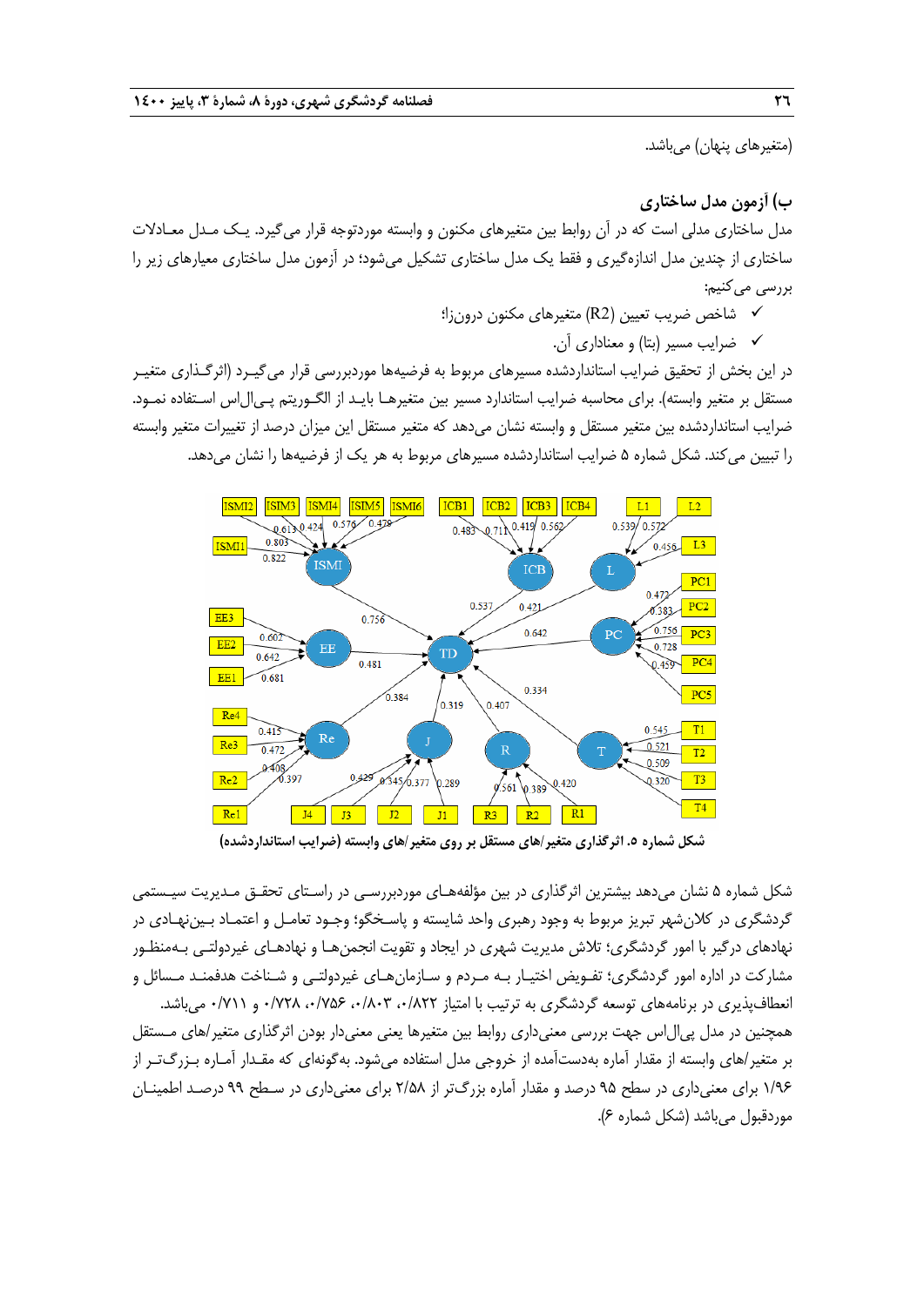(متغیرهای پنهان) می‌باشد.

### ب) آزمون مدل ساختاری

مدل ساختاری مدلی است که در آن روابط بین متغیرهای مکنون و وابسته موردتوجه قرار می‌گیرد. یک مدل معادلات ساختاری از چندین مدل اندازه‌گیری و فقط یک مدل ساختاری تشکیل می‌شود؛ در آزمون مدل ساختاری معیارهای زیر را بررسی می‌کنیم:

- ✓ شاخص ضریب تعیین (R2) متغیرهای مکنون درونزا؛
- ✓ ضرایب مسیر (بتا) و معناداری آن.

در این بخش از تحقیق ضرایب استانداردشده مسیرهای مربوط به فرضیه‌ها موردبررسی قرار می‌گیرد (اثرگذاری متغیر مستقل بر متغیر وابسته). برای محاسبه ضرایب استاندارد مسیر بین متغیرها باید از الگوریتم پی‌ال‌اس استفاده نمود. ضرایب استانداردشده بین متغیر مستقل و وابسته نشان می‌دهد که متغیر مستقل این میزان درصد از تغییرات متغیر وابسته را تبیین می‌کند. شکل شماره ۵ ضرایب استانداردشده مسیرهای مربوط به هر یک از فرضیه‌ها را نشان می‌دهد.

**شکل شماره ۵. اثرگذاری متغیر/های مستقل بر روی متغیر/های وابسته (ضرایب استانداردشده)**

شکل شماره ۵ نشان می‌دهد بیشترین اثرگذاری در بین مؤلفه‌های موردبررسی در راستای تحقق مدیریت سیستمی گردشگری در کلان‌شهر تبریز مربوط به وجود رهبری واحد شایسته و پاسخگو؛ وجود تعامل و اعتماد بین‌نهادی در نهادهای درگیر با امور گردشگری؛ تلاش مدیریت شهری در ایجاد و تقویت انجمن‌ها و نهادهای غیردولتی به‌منظور مشارکت در اداره امور گردشگری؛ تفویض اختیار به مردم و سازمان‌های غیردولتی و شناخت هدفمند مسائل و انعطاف‌پذیری در برنامه‌های توسعه گردشگری به ترتیب با امتیاز ۰/۸۲۲، ۰/۸۰۳، ۰/۷۵۶، ۰/۷۲۸ و ۰/۷۱۱ می‌باشد.

همچنین در مدل پی‌ال‌اس جهت بررسی معنی‌داری روابط بین متغیرها یعنی معنی‌دار بودن اثرگذاری متغیر/های مستقل بر متغیر/های وابسته از مقدار آماره به‌دست‌آمده از خروجی مدل استفاده می‌شود. به‌گونه‌ای که مقدار آماره بزرگ‌تر از ۱/۹۶ برای معنی‌داری در سطح ۹۵ درصد و مقدار آماره بزرگ‌تر از ۲/۵۸ برای معنی‌داری در سطح ۹۹ درصد اطمینان موردقبول می‌باشد (شکل شماره ۶).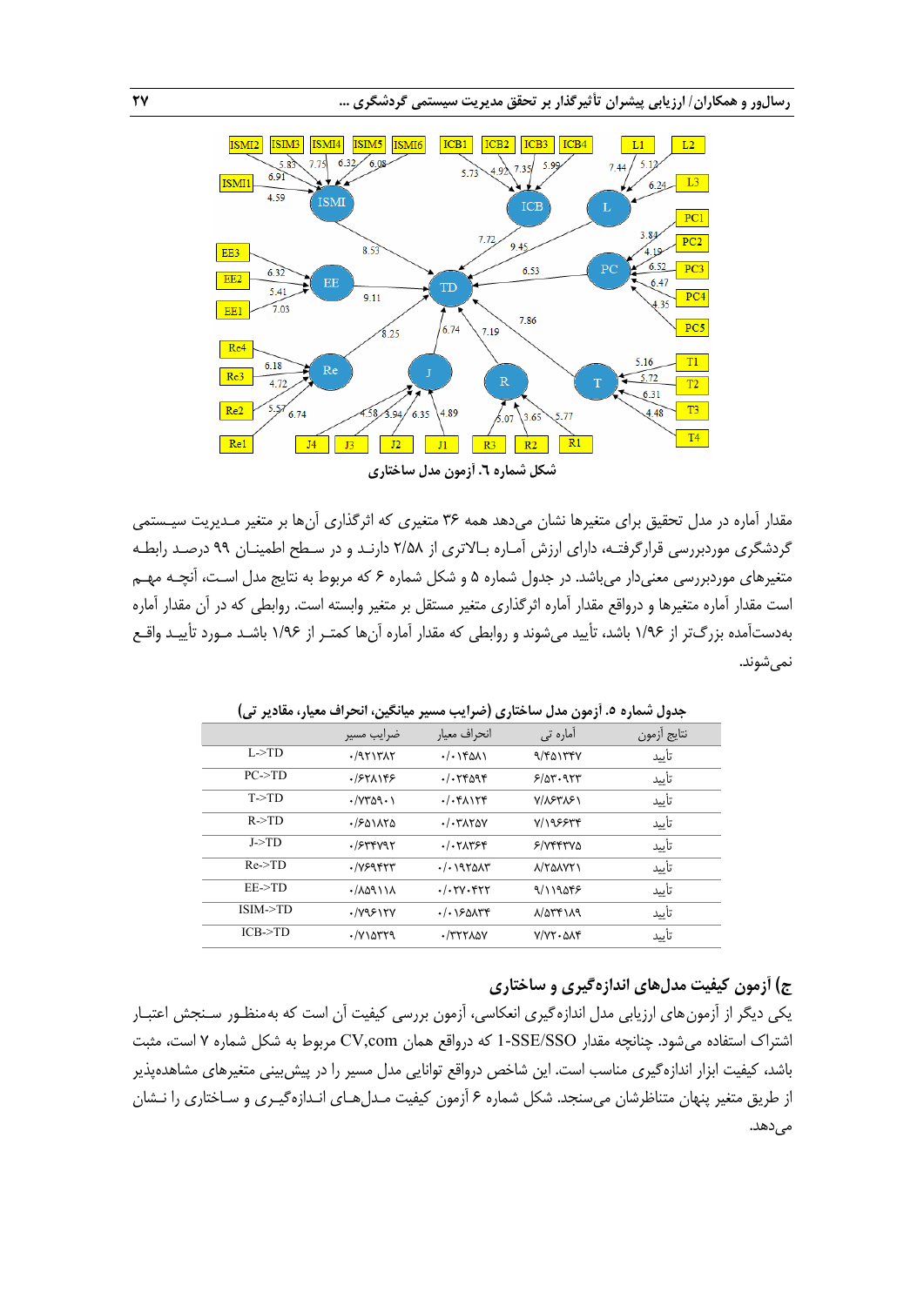شکل شماره ٦. آزمون مدل ساختاری

مقدار آماره در مدل تحقیق برای متغیرها نشان می‌دهد همه ۳۶ متغیری که اثرگذاری آن‌ها بر متغیر مـدیریت سیـستمی گردشگری موردبررسی قرارگرفتـه، دارای ارزش آمـاره بـالاتری از ۲/۵۸ دارنـد و در سـطح اطمینـان ۹۹ درصـد رابطـه متغیرهای موردبررسی معنی‌دار می‌باشد. در جدول شماره ۵ و شکل شماره ۶ که مربوط به نتایج مدل اسـت، آنچـه مهـم است مقدار آماره متغیرها و درواقع مقدار آماره اثرگذاری متغیر مستقل بر متغیر وابسته است. روابطی که در آن مقدار آماره به‌دست‌آمده بزرگ‌تر از ۱/۹۶ باشد، تأیید می‌شوند و روابطی که مقدار آماره آن‌ها کمتـر از ۱/۹۶ باشـد مـورد تأییـد واقـع نمی‌شوند.

جدول شماره ۵. آزمون مدل ساختاری (ضرایب مسیر میانگین، انحراف معیار، مقادیر تی)

| | ضرایب مسیر | انحراف معیار | آماره تی | نتایج آزمون |
|---|---|---|---|---|
| L->TD | ۰/۹۲۱۳۸۲ | ۰/۰۱۴۵۸۱ | ۹/۴۵۱۳۴۷ | تأیید |
| PC->TD | ۰/۶۲۸۱۴۶ | ۰/۰۲۴۵۹۴ | ۶/۵۳۰۹۲۳ | تأیید |
| T->TD | ۰/۷۳۵۹۰۱ | ۰/۰۴۸۱۲۴ | ۷/۸۶۳۸۶۱ | تأیید |
| R->TD | ۰/۶۵۱۸۲۵ | ۰/۰۳۸۲۵۷ | ۷/۱۹۶۶۳۴ | تأیید |
| J->TD | ۰/۶۳۴۷۹۲ | ۰/۰۲۸۳۶۴ | ۶/۷۴۴۳۷۵ | تأیید |
| Re->TD | ۰/۷۶۹۴۲۳ | ۰/۰۱۹۲۵۸۳ | ۸/۲۵۸۷۲۱ | تأیید |
| EE->TD | ۰/۸۵۹۱۱۸ | ۰/۰۲۷۰۴۲۲ | ۹/۱۱۹۵۴۶ | تأیید |
| ISIM->TD | ۰/۷۹۶۱۲۷ | ۰/۰۱۶۵۸۳۴ | ۸/۵۳۴۱۸۹ | تأیید |
| ICB->TD | ۰/۷۱۵۳۲۹ | ۰/۳۲۲۸۵۷ | ۷/۷۲۰۵۸۴ | تأیید |

## ج) آزمون کیفیت مدل‌های اندازه‌گیری و ساختاری

یکی دیگر از آزمون‌های ارزیابی مدل اندازه‌گیری انعکاسی، آزمون بررسی کیفیت آن است که به‌منظور سـنجش اعتبـار اشتراک استفاده می‌شود. چنانچه مقدار 1-SSE/SSO که درواقع همان CV,com مربوط به شکل شماره ۷ است، مثبت باشد، کیفیت ابزار اندازه‌گیری مناسب است. این شاخص درواقع توانایی مدل مسیر را در پیش‌بینی متغیرهای مشاهده‌پذیر از طریق متغیر پنهان متناظرشان می‌سنجد. شکل شماره ۶ آزمون کیفیت مـدل‌هـای انـدازه‌گیـری و سـاختاری را نـشان می‌دهد.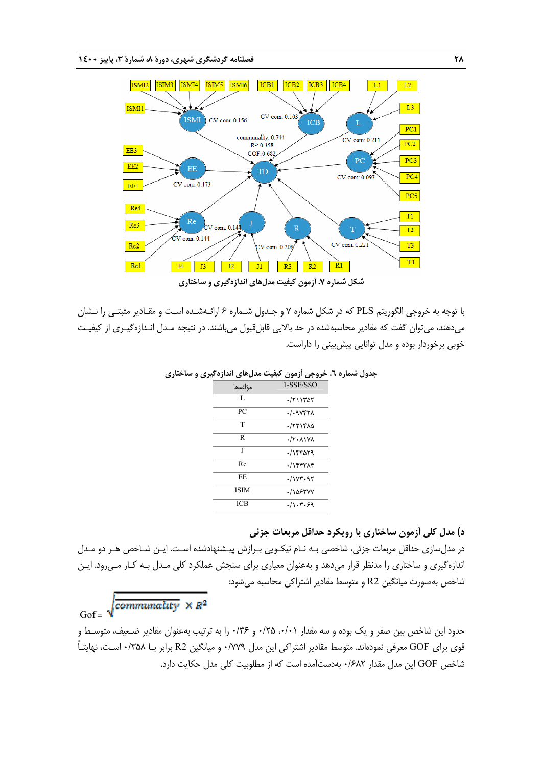شکل شماره ۷. آزمون کیفیت مدل‌های اندازه‌گیری و ساختاری

با توجه به خروجی الگوریتم PLS که در شکل شماره ۷ و جدول شماره ۶ ارائه‌شده است و مقادیر مثبتی را نشان می‌دهند، می‌توان گفت که مقادیر محاسبه‌شده در حد بالایی قابل‌قبول می‌باشند. در نتیجه مدل اندازه‌گیری از کیفیت خوبی برخوردار بوده و مدل توانایی پیش‌بینی را داراست.

جدول شماره ٦. خروجی آزمون کیفیت مدل‌های اندازه‌گیری و ساختاری

| مؤلفه‌ها | 1-SSE/SSO |
| --- | --- |
| L | ۰/۲۱۱۳۵۲ |
| PC | ۰/۰۹۷۴۲۸ |
| T | ۰/۲۲۱۴۸۵ |
| R | ۰/۲۰۸۱۷۸ |
| J | ۰/۱۴۴۵۲۹ |
| Re | ۰/۱۴۴۲۸۴ |
| EE | ۰/۱۷۳۰۹۲ |
| ISIM | ۰/۱۵۶۲۷۷ |
| ICB | ۰/۱۰۳۰۶۹ |

## د) مدل کلی آزمون ساختاری با رویکرد حداقل مربعات جزئی

در مدل‌سازی حداقل مربعات جزئی، شاخصی به نام نیکویی برازش پیشنهادشده است. این شاخص هر دو مدل اندازه‌گیری و ساختاری را مدنظر قرار می‌دهد و به‌عنوان معیاری برای سنجش عملکرد کلی مدل به کار می‌رود. این شاخص به‌صورت میانگین R2 و متوسط مقادیر اشتراکی محاسبه می‌شود:

$$Gof = \sqrt{\overline{communality} \times \overline{R^2}}$$

حدود این شاخص بین صفر و یک بوده و سه مقدار ۰/۰۱، ۰/۲۵ و ۰/۳۶ را به ترتیب به‌عنوان مقادیر ضعیف، متوسط و قوی برای GOF معرفی نموده‌اند. متوسط مقادیر اشتراکی این مدل ۰/۷۷۹ و میانگین R2 برابر با ۰/۳۵۸ است، نهایتاً شاخص GOF این مدل مقدار ۰/۶۸۲ به‌دست‌آمده است که از مطلوبیت کلی مدل حکایت دارد.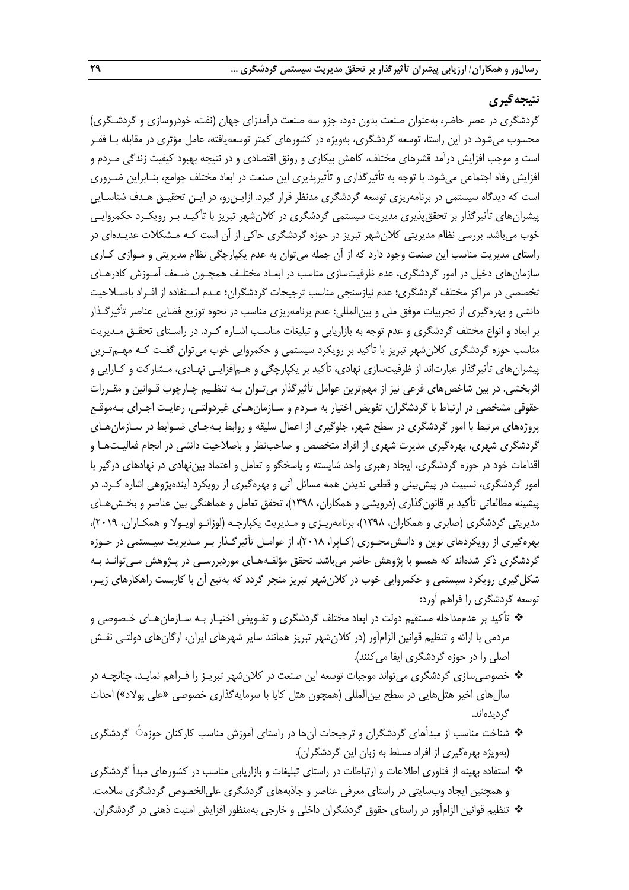## نتیجه‌گیری

گردشگری در عصر حاضر، به‌عنوان صنعت بدون دود، جزو سه صنعت درآمدزای جهان (نفت، خودروسازی و گردشگری) محسوب می‌شود. در این راستا، توسعه گردشگری، به‌ویژه در کشورهای کمتر توسعه‌یافته، عامل مؤثری در مقابله با فقر است و موجب افزایش درآمد قشرهای مختلف، کاهش بیکاری و رونق اقتصادی و در نتیجه بهبود کیفیت زندگی مردم و افزایش رفاه اجتماعی می‌شود. با توجه به تأثیرگذاری و تأثیرپذیری این صنعت در ابعاد مختلف جوامع، بنابراین ضروری است که دیدگاه سیستمی در برنامه‌ریزی توسعه گردشگری مدنظر قرار گیرد. ازاین‌رو، در این تحقیق هدف شناسایی پیشران‌های تأثیرگذار بر تحقق‌پذیری مدیریت سیستمی گردشگری در کلان‌شهر تبریز با تأکید بر رویکرد حکمروایی خوب می‌باشد. بررسی نظام مدیریتی کلان‌شهر تبریز در حوزه گردشگری حاکی از آن است که مشکلات عدیده‌ای در راستای مدیریت مناسب این صنعت وجود دارد که از آن جمله می‌توان به عدم یکپارچگی نظام مدیریتی و موازی کاری سازمان‌های دخیل در امور گردشگری، عدم ظرفیت‌سازی مناسب در ابعاد مختلف همچون ضعف آموزش کادرهای تخصصی در مراکز مختلف گردشگری؛ عدم نیازسنجی مناسب ترجیحات گردشگران؛ عدم استفاده از افراد باصلاحیت دانشی و بهره‌گیری از تجربیات موفق ملی و بین‌المللی؛ عدم برنامه‌ریزی مناسب در نحوه توزیع فضایی عناصر تأثیرگذار بر ابعاد و انواع مختلف گردشگری و عدم توجه به بازاریابی و تبلیغات مناسب اشاره کرد. در راستای تحقق مدیریت مناسب حوزه گردشگری کلان‌شهر تبریز با تأکید بر رویکرد سیستمی و حکمروایی خوب می‌توان گفت که مهم‌ترین پیشران‌های تأثیرگذار عبارت‌اند از ظرفیت‌سازی نهادی، تأکید بر یکپارچگی و هم‌افزایی نهادی، مشارکت و کارایی و اثربخشی. در بین شاخص‌های فرعی نیز از مهم‌ترین عوامل تأثیرگذار می‌توان به تنظیم چارچوب قوانین و مقررات حقوقی مشخصی در ارتباط با گردشگران، تفویض اختیار به مردم و سازمان‌های غیردولتی، رعایت اجرای به‌موقع پروژه‌های مرتبط با امور گردشگری در سطح شهر، جلوگیری از اعمال سلیقه و روابط به‌جای ضوابط در سازمان‌های گردشگری شهری، بهره‌گیری مدیریت شهری از افراد متخصص و صاحب‌نظر و باصلاحیت دانشی در انجام فعالیت‌ها و اقدامات خود در حوزه گردشگری، ایجاد رهبری واحد شایسته و پاسخگو و تعامل و اعتماد بین‌نهادی در نهادهای درگیر با امور گردشگری، نسبیت در پیش‌بینی و قطعی ندیدن همه مسائل آتی و بهره‌گیری از رویکرد آینده‌پژوهی اشاره کرد. در پیشینه مطالعاتی تأکید بر قانون‌گذاری (درویشی و همکاران، ۱۳۹۸)، تحقق تعامل و هماهنگی بین عناصر و بخش‌های مدیریتی گردشگری (صابری و همکاران، ۱۳۹۸)، برنامه‌ریزی و مدیریت یکپارچه (لوزانو اویولا و همکاران، ۲۰۱۹)، بهره‌گیری از رویکردهای نوین و دانش‌محوری (کاپرا، ۲۰۱۸)، از عوامل تأثیرگذار بر مدیریت سیستمی در حوزه گردشگری ذکر شده‌اند که همسو با پژوهش حاضر می‌باشد. تحقق مؤلفه‌های موردبررسی در پژوهش می‌تواند به شکل‌گیری رویکرد سیستمی و حکمروایی خوب در کلان‌شهر تبریز منجر گردد که به‌تبع آن با کاربست راهکارهای زیر، توسعه گردشگری را فراهم آورد:

- تأکید بر عدم‌مداخله مستقیم دولت در ابعاد مختلف گردشگری و تفویض اختیار به سازمان‌های خصوصی و مردمی با ارائه و تنظیم قوانین الزام‌آور (در کلان‌شهر تبریز همانند سایر شهرهای ایران، ارگان‌های دولتی نقش اصلی را در حوزه گردشگری ایفا می‌کنند).
- خصوصی‌سازی گردشگری می‌تواند موجبات توسعه این صنعت در کلان‌شهر تبریز را فراهم نماید، چنانچه در سال‌های اخیر هتل‌هایی در سطح بین‌المللی (همچون هتل کایا با سرمایه‌گذاری خصوصی «علی پولاد») احداث گردیده‌اند.
- شناخت مناسب از مبدأهای گردشگران و ترجیحات آن‌ها در راستای آموزش مناسب کارکنان حوزه گردشگری (به‌ویژه بهره‌گیری از افراد مسلط به زبان این گردشگران).
- استفاده بهینه از فناوری اطلاعات و ارتباطات در راستای تبلیغات و بازاریابی مناسب در کشورهای مبدأ گردشگری و همچنین ایجاد وب‌سایتی در راستای معرفی عناصر و جاذبه‌های گردشگری علی‌الخصوص گردشگری سلامت.
- تنظیم قوانین الزام‌آور در راستای حقوق گردشگران داخلی و خارجی به‌منظور افزایش امنیت ذهنی در گردشگران.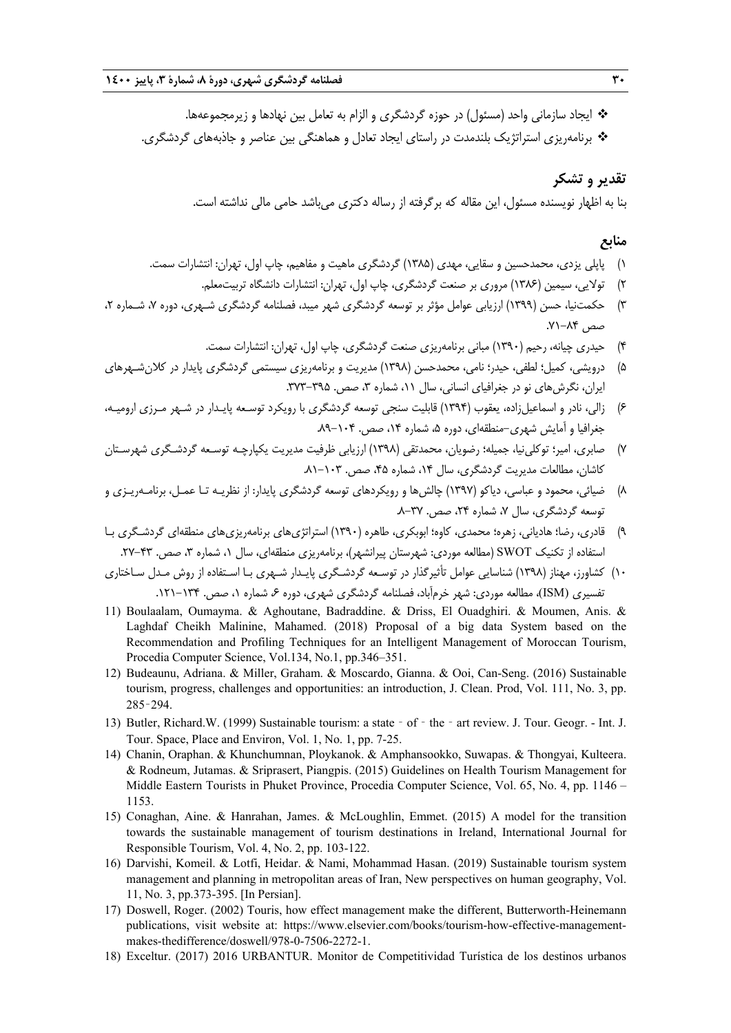❖ ایجاد سازمانی واحد (مسئول) در حوزه گردشگری و الزام به تعامل بین نهادها و زیرمجموعه‌ها.

❖ برنامه‌ریزی استراتژیک بلندمدت در راستای ایجاد تعادل و هماهنگی بین عناصر و جاذبه‌های گردشگری.

## تقدیر و تشکر

بنا به اظهار نویسنده مسئول، این مقاله که برگرفته از رساله دکتری می‌باشد حامی مالی نداشته است.

## منابع

۱) پاپلی یزدی، محمدحسین و سقایی، مهدی (۱۳۸۵) گردشگری ماهیت و مفاهیم، چاپ اول، تهران: انتشارات سمت.

۲) تولایی، سیمین (۱۳۸۶) مروری بر صنعت گردشگری، چاپ اول، تهران: انتشارات دانشگاه تربیت‌معلم.

۳) حکمت‌نیا، حسن (۱۳۹۹) ارزیابی عوامل مؤثر بر توسعه گردشگری شهر میبد، فصلنامه گردشگری شهری، دوره ۷، شماره ۲، صص ۸۴-۷۱.

۴) حیدری چیانه، رحیم (۱۳۹۰) مبانی برنامه‌ریزی صنعت گردشگری، چاپ اول، تهران: انتشارات سمت.

۵) درویشی، کمیل؛ لطفی، حیدر؛ نامی، محمدحسن (۱۳۹۸) مدیریت و برنامه‌ریزی سیستمی گردشگری پایدار در کلان‌شهرهای ایران، نگرش‌های نو در جغرافیای انسانی، سال ۱۱، شماره ۳، صص. ۳۹۵-۳۷۳.

۶) زالی، نادر و اسماعیل‌زاده، یعقوب (۱۳۹۴) قابلیت سنجی توسعه گردشگری با رویکرد توسعه پایدار در شهر مرزی ارومیه، جغرافیا و آمایش شهری-منطقه‌ای، دوره ۵، شماره ۱۴، صص. ۱۰۴-۸۹.

۷) صابری، امیر؛ توکلی‌نیا، جمیله؛ رضویان، محمدتقی (۱۳۹۸) ارزیابی ظرفیت مدیریت یکپارچه توسعه گردشگری شهرستان کاشان، مطالعات مدیریت گردشگری، سال ۱۴، شماره ۴۵، صص. ۱۰۳-۸۱.

۸) ضیائی، محمود و عباسی، دیاکو (۱۳۹۷) چالش‌ها و رویکردهای توسعه گردشگری پایدار: از نظریه تا عمل، برنامه‌ریزی و توسعه گردشگری، سال ۷، شماره ۲۴، صص. ۳۷-۸.

۹) قادری، رضا؛ هادیانی، زهره؛ محمدی، کاوه؛ ابوبکری، طاهره (۱۳۹۰) استراتژی‌های برنامه‌ریزی‌های منطقه‌ای گردشگری با استفاده از تکنیک SWOT (مطالعه موردی: شهرستان پیرانشهر)، برنامه‌ریزی منطقه‌ای، سال ۱، شماره ۳، صص. ۴۳-۲۷.

۱۰) کشاورز، مهناز (۱۳۹۸) شناسایی عوامل تأثیرگذار در توسعه گردشگری پایدار شهری با استفاده از روش مدل ساختاری تفسیری (ISM)، مطالعه موردی: شهر خرم‌آباد، فصلنامه گردشگری شهری، دوره ۶، شماره ۱، صص. ۱۳۴-۱۲۱.

11) Boulaalam, Oumayma. & Aghoutane, Badraddine. & Driss, El Ouadghiri. & Moumen, Anis. & Laghdaf Cheikh Malinine, Mahamed. (2018) Proposal of a big data System based on the Recommendation and Profiling Techniques for an Intelligent Management of Moroccan Tourism, Procedia Computer Science, Vol.134, No.1, pp.346–351.

12) Budeaunu, Adriana. & Miller, Graham. & Moscardo, Gianna. & Ooi, Can-Seng. (2016) Sustainable tourism, progress, challenges and opportunities: an introduction, J. Clean. Prod, Vol. 111, No. 3, pp. 285-294.

13) Butler, Richard.W. (1999) Sustainable tourism: a state - of - the - art review. J. Tour. Geogr. - Int. J. Tour. Space, Place and Environ, Vol. 1, No. 1, pp. 7-25.

14) Chanin, Oraphan. & Khunchumnan, Ploykanok. & Amphansookko, Suwapas. & Thongyai, Kulteera. & Rodneum, Jutamas. & Sriprasert, Piangpis. (2015) Guidelines on Health Tourism Management for Middle Eastern Tourists in Phuket Province, Procedia Computer Science, Vol. 65, No. 4, pp. 1146 – 1153.

15) Conaghan, Aine. & Hanrahan, James. & McLoughlin, Emmet. (2015) A model for the transition towards the sustainable management of tourism destinations in Ireland, International Journal for Responsible Tourism, Vol. 4, No. 2, pp. 103-122.

16) Darvishi, Komeil. & Lotfi, Heidar. & Nami, Mohammad Hasan. (2019) Sustainable tourism system management and planning in metropolitan areas of Iran, New perspectives on human geography, Vol. 11, No. 3, pp.373-395. [In Persian].

17) Doswell, Roger. (2002) Touris, how effect management make the different, Butterworth-Heinemann publications, visit website at: https://www.elsevier.com/books/tourism-how-effective-management-makes-thedifference/doswell/978-0-7506-2272-1.

18) Exceltur. (2017) 2016 URBANTUR. Monitor de Competitividad Turística de los destinos urbanos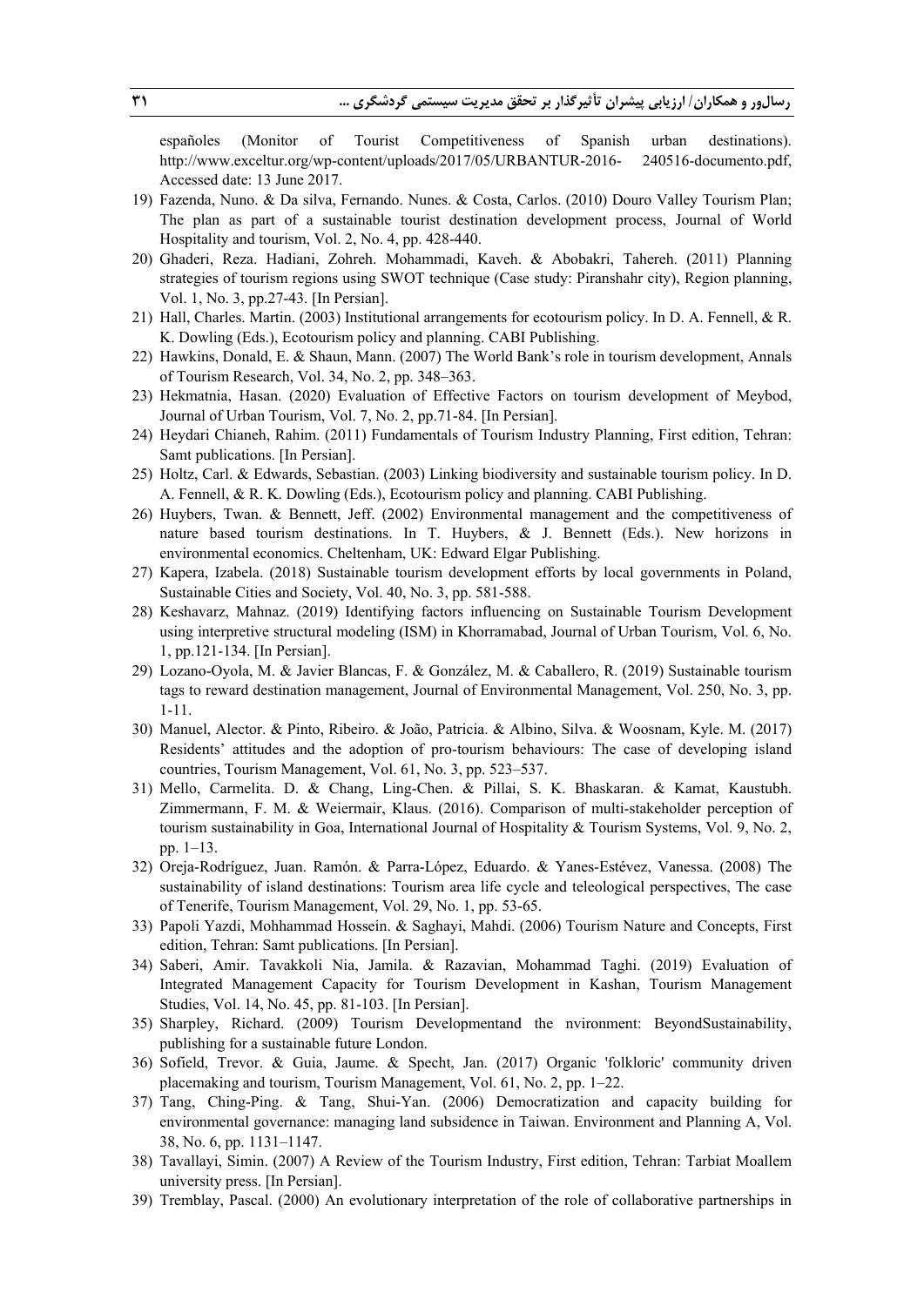españoles (Monitor of Tourist Competitiveness of Spanish urban destinations). http://www.exceltur.org/wp-content/uploads/2017/05/URBANTUR-2016- 240516-documento.pdf, Accessed date: 13 June 2017.

19) Fazenda, Nuno. & Da silva, Fernando. Nunes. & Costa, Carlos. (2010) Douro Valley Tourism Plan; The plan as part of a sustainable tourist destination development process, Journal of World Hospitality and tourism, Vol. 2, No. 4, pp. 428-440.
20) Ghaderi, Reza. Hadiani, Zohreh. Mohammadi, Kaveh. & Abobakri, Tahereh. (2011) Planning strategies of tourism regions using SWOT technique (Case study: Piranshahr city), Region planning, Vol. 1, No. 3, pp.27-43. [In Persian].
21) Hall, Charles. Martin. (2003) Institutional arrangements for ecotourism policy. In D. A. Fennell, & R. K. Dowling (Eds.), Ecotourism policy and planning. CABI Publishing.
22) Hawkins, Donald, E. & Shaun, Mann. (2007) The World Bank's role in tourism development, Annals of Tourism Research, Vol. 34, No. 2, pp. 348–363.
23) Hekmatnia, Hasan. (2020) Evaluation of Effective Factors on tourism development of Meybod, Journal of Urban Tourism, Vol. 7, No. 2, pp.71-84. [In Persian].
24) Heydari Chianeh, Rahim. (2011) Fundamentals of Tourism Industry Planning, First edition, Tehran: Samt publications. [In Persian].
25) Holtz, Carl. & Edwards, Sebastian. (2003) Linking biodiversity and sustainable tourism policy. In D. A. Fennell, & R. K. Dowling (Eds.), Ecotourism policy and planning. CABI Publishing.
26) Huybers, Twan. & Bennett, Jeff. (2002) Environmental management and the competitiveness of nature based tourism destinations. In T. Huybers, & J. Bennett (Eds.). New horizons in environmental economics. Cheltenham, UK: Edward Elgar Publishing.
27) Kapera, Izabela. (2018) Sustainable tourism development efforts by local governments in Poland, Sustainable Cities and Society, Vol. 40, No. 3, pp. 581-588.
28) Keshavarz, Mahnaz. (2019) Identifying factors influencing on Sustainable Tourism Development using interpretive structural modeling (ISM) in Khorramabad, Journal of Urban Tourism, Vol. 6, No. 1, pp.121-134. [In Persian].
29) Lozano-Oyola, M. & Javier Blancas, F. & González, M. & Caballero, R. (2019) Sustainable tourism tags to reward destination management, Journal of Environmental Management, Vol. 250, No. 3, pp. 1-11.
30) Manuel, Alector. & Pinto, Ribeiro. & João, Patricia. & Albino, Silva. & Woosnam, Kyle. M. (2017) Residents' attitudes and the adoption of pro-tourism behaviours: The case of developing island countries, Tourism Management, Vol. 61, No. 3, pp. 523–537.
31) Mello, Carmelita. D. & Chang, Ling-Chen. & Pillai, S. K. Bhaskaran. & Kamat, Kaustubh. Zimmermann, F. M. & Weiermair, Klaus. (2016). Comparison of multi-stakeholder perception of tourism sustainability in Goa, International Journal of Hospitality & Tourism Systems, Vol. 9, No. 2, pp. 1–13.
32) Oreja-Rodríguez, Juan. Ramón. & Parra-López, Eduardo. & Yanes-Estévez, Vanessa. (2008) The sustainability of island destinations: Tourism area life cycle and teleological perspectives, The case of Tenerife, Tourism Management, Vol. 29, No. 1, pp. 53-65.
33) Papoli Yazdi, Mohammad Hossein. & Saghayi, Mahdi. (2006) Tourism Nature and Concepts, First edition, Tehran: Samt publications. [In Persian].
34) Saberi, Amir. Tavakkoli Nia, Jamila. & Razavian, Mohammad Taghi. (2019) Evaluation of Integrated Management Capacity for Tourism Development in Kashan, Tourism Management Studies, Vol. 14, No. 45, pp. 81-103. [In Persian].
35) Sharpley, Richard. (2009) Tourism Developmentand the nvironment: BeyondSustainability, publishing for a sustainable future London.
36) Sofield, Trevor. & Guia, Jaume. & Specht, Jan. (2017) Organic 'folkloric' community driven placemaking and tourism, Tourism Management, Vol. 61, No. 2, pp. 1–22.
37) Tang, Ching-Ping. & Tang, Shui-Yan. (2006) Democratization and capacity building for environmental governance: managing land subsidence in Taiwan. Environment and Planning A, Vol. 38, No. 6, pp. 1131–1147.
38) Tavallayi, Simin. (2007) A Review of the Tourism Industry, First edition, Tehran: Tarbiat Moallem university press. [In Persian].
39) Tremblay, Pascal. (2000) An evolutionary interpretation of the role of collaborative partnerships in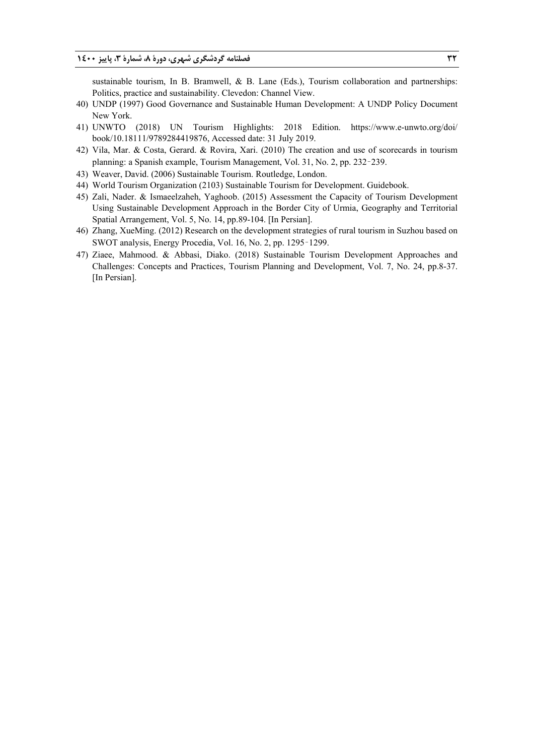sustainable tourism, In B. Bramwell, & B. Lane (Eds.), Tourism collaboration and partnerships: Politics, practice and sustainability. Clevedon: Channel View.

40) UNDP (1997) Good Governance and Sustainable Human Development: A UNDP Policy Document New York.
41) UNWTO (2018) UN Tourism Highlights: 2018 Edition. https://www.e-unwto.org/doi/book/10.18111/9789284419876, Accessed date: 31 July 2019.
42) Vila, Mar. & Costa, Gerard. & Rovira, Xari. (2010) The creation and use of scorecards in tourism planning: a Spanish example, Tourism Management, Vol. 31, No. 2, pp. 232‑239.
43) Weaver, David. (2006) Sustainable Tourism. Routledge, London.
44) World Tourism Organization (2103) Sustainable Tourism for Development. Guidebook.
45) Zali, Nader. & Ismaeelzaheh, Yaghoob. (2015) Assessment the Capacity of Tourism Development Using Sustainable Development Approach in the Border City of Urmia, Geography and Territorial Spatial Arrangement, Vol. 5, No. 14, pp.89-104. [In Persian].
46) Zhang, XueMing. (2012) Research on the development strategies of rural tourism in Suzhou based on SWOT analysis, Energy Procedia, Vol. 16, No. 2, pp. 1295‑1299.
47) Ziaee, Mahmood. & Abbasi, Diako. (2018) Sustainable Tourism Development Approaches and Challenges: Concepts and Practices, Tourism Planning and Development, Vol. 7, No. 24, pp.8-37. [In Persian].